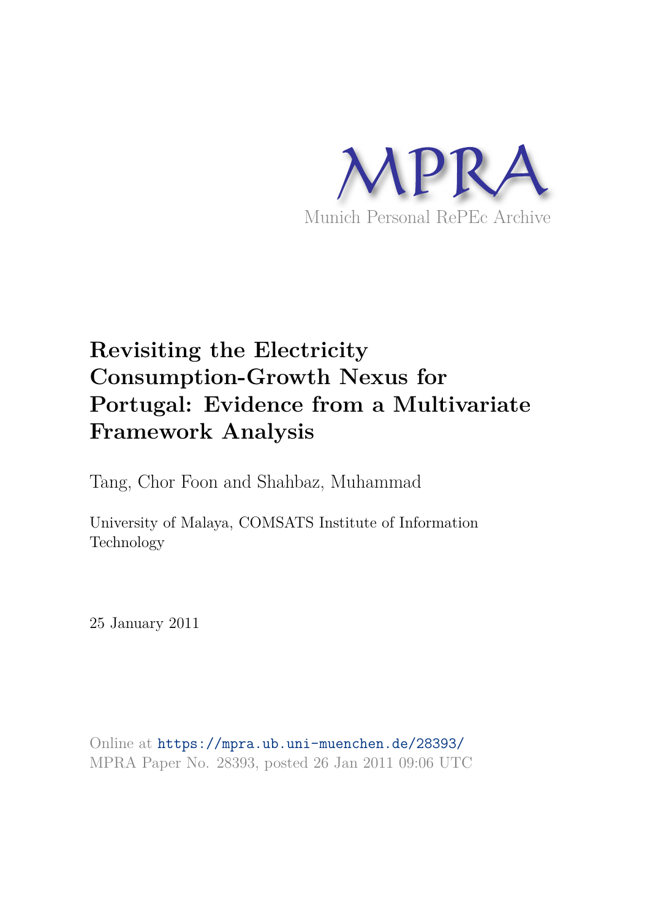MPRA

Munich Personal RePEc Archive

# Revisiting the Electricity Consumption-Growth Nexus for Portugal: Evidence from a Multivariate Framework Analysis

Tang, Chor Foon and Shahbaz, Muhammad

University of Malaya, COMSATS Institute of Information Technology

25 January 2011

Online at https://mpra.ub.uni-muenchen.de/28393/
MPRA Paper No. 28393, posted 26 Jan 2011 09:06 UTC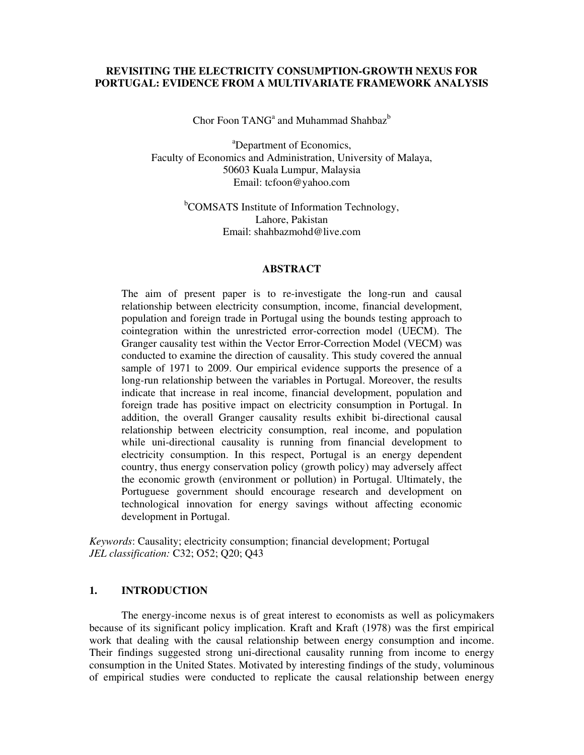# REVISITING THE ELECTRICITY CONSUMPTION-GROWTH NEXUS FOR PORTUGAL: EVIDENCE FROM A MULTIVARIATE FRAMEWORK ANALYSIS

Chor Foon TANG[a] and Muhammad Shahbaz[b]

[a]Department of Economics,
Faculty of Economics and Administration, University of Malaya,
50603 Kuala Lumpur, Malaysia
Email: tcfoon@yahoo.com

[b]COMSATS Institute of Information Technology,
Lahore, Pakistan
Email: shahbazmohd@live.com

## ABSTRACT

The aim of present paper is to re-investigate the long-run and causal relationship between electricity consumption, income, financial development, population and foreign trade in Portugal using the bounds testing approach to cointegration within the unrestricted error-correction model (UECM). The Granger causality test within the Vector Error-Correction Model (VECM) was conducted to examine the direction of causality. This study covered the annual sample of 1971 to 2009. Our empirical evidence supports the presence of a long-run relationship between the variables in Portugal. Moreover, the results indicate that increase in real income, financial development, population and foreign trade has positive impact on electricity consumption in Portugal. In addition, the overall Granger causality results exhibit bi-directional causal relationship between electricity consumption, real income, and population while uni-directional causality is running from financial development to electricity consumption. In this respect, Portugal is an energy dependent country, thus energy conservation policy (growth policy) may adversely affect the economic growth (environment or pollution) in Portugal. Ultimately, the Portuguese government should encourage research and development on technological innovation for energy savings without affecting economic development in Portugal.

*Keywords*: Causality; electricity consumption; financial development; Portugal
*JEL classification:* C32; O52; Q20; Q43

## 1. INTRODUCTION

The energy-income nexus is of great interest to economists as well as policymakers because of its significant policy implication. Kraft and Kraft (1978) was the first empirical work that dealing with the causal relationship between energy consumption and income. Their findings suggested strong uni-directional causality running from income to energy consumption in the United States. Motivated by interesting findings of the study, voluminous of empirical studies were conducted to replicate the causal relationship between energy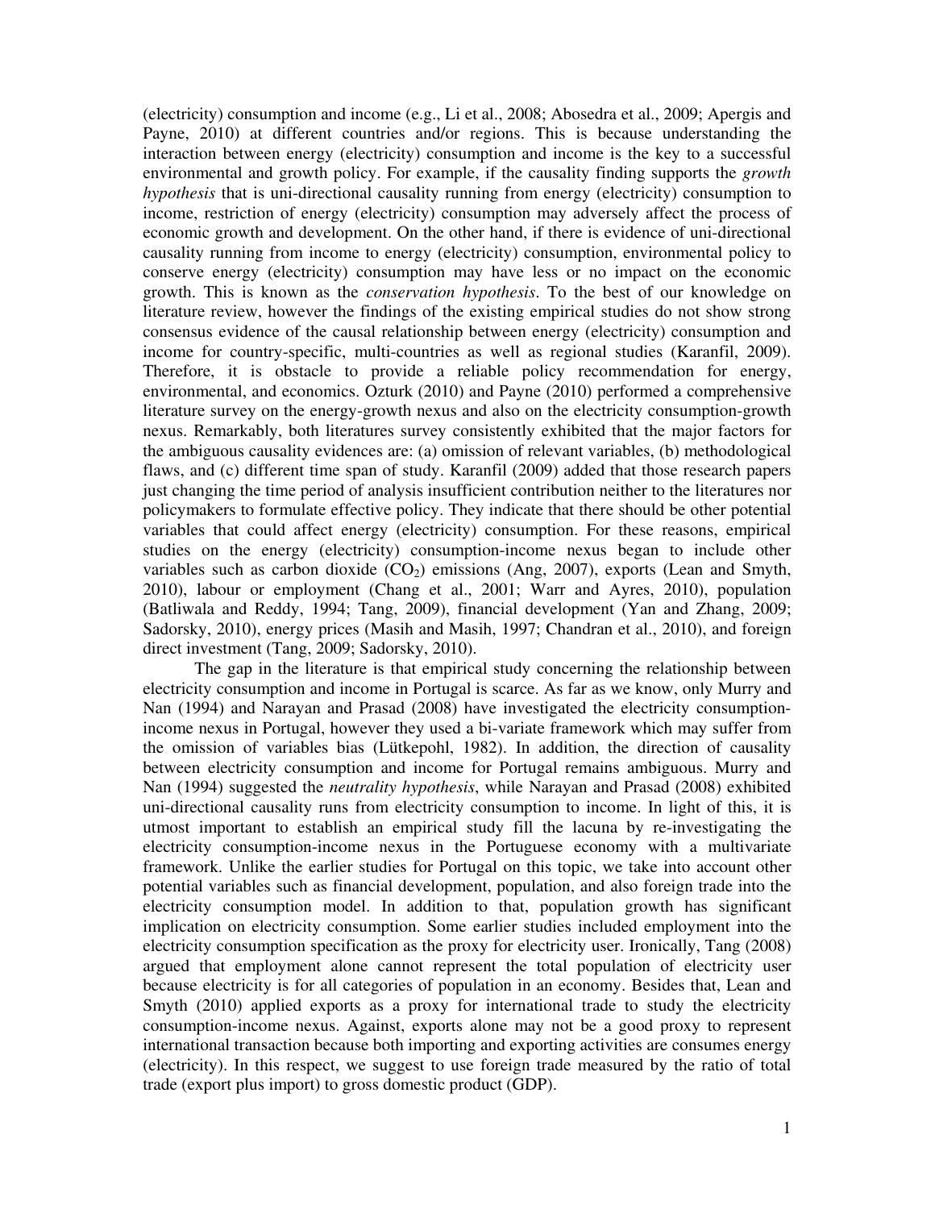(electricity) consumption and income (e.g., Li et al., 2008; Abosedra et al., 2009; Apergis and Payne, 2010) at different countries and/or regions. This is because understanding the interaction between energy (electricity) consumption and income is the key to a successful environmental and growth policy. For example, if the causality finding supports the *growth hypothesis* that is uni-directional causality running from energy (electricity) consumption to income, restriction of energy (electricity) consumption may adversely affect the process of economic growth and development. On the other hand, if there is evidence of uni-directional causality running from income to energy (electricity) consumption, environmental policy to conserve energy (electricity) consumption may have less or no impact on the economic growth. This is known as the *conservation hypothesis*. To the best of our knowledge on literature review, however the findings of the existing empirical studies do not show strong consensus evidence of the causal relationship between energy (electricity) consumption and income for country-specific, multi-countries as well as regional studies (Karanfil, 2009). Therefore, it is obstacle to provide a reliable policy recommendation for energy, environmental, and economics. Ozturk (2010) and Payne (2010) performed a comprehensive literature survey on the energy-growth nexus and also on the electricity consumption-growth nexus. Remarkably, both literatures survey consistently exhibited that the major factors for the ambiguous causality evidences are: (a) omission of relevant variables, (b) methodological flaws, and (c) different time span of study. Karanfil (2009) added that those research papers just changing the time period of analysis insufficient contribution neither to the literatures nor policymakers to formulate effective policy. They indicate that there should be other potential variables that could affect energy (electricity) consumption. For these reasons, empirical studies on the energy (electricity) consumption-income nexus began to include other variables such as carbon dioxide ($CO_2$) emissions (Ang, 2007), exports (Lean and Smyth, 2010), labour or employment (Chang et al., 2001; Warr and Ayres, 2010), population (Batliwala and Reddy, 1994; Tang, 2009), financial development (Yan and Zhang, 2009; Sadorsky, 2010), energy prices (Masih and Masih, 1997; Chandran et al., 2010), and foreign direct investment (Tang, 2009; Sadorsky, 2010).

The gap in the literature is that empirical study concerning the relationship between electricity consumption and income in Portugal is scarce. As far as we know, only Murry and Nan (1994) and Narayan and Prasad (2008) have investigated the electricity consumption-income nexus in Portugal, however they used a bi-variate framework which may suffer from the omission of variables bias (Lütkepohl, 1982). In addition, the direction of causality between electricity consumption and income for Portugal remains ambiguous. Murry and Nan (1994) suggested the *neutrality hypothesis*, while Narayan and Prasad (2008) exhibited uni-directional causality runs from electricity consumption to income. In light of this, it is utmost important to establish an empirical study fill the lacuna by re-investigating the electricity consumption-income nexus in the Portuguese economy with a multivariate framework. Unlike the earlier studies for Portugal on this topic, we take into account other potential variables such as financial development, population, and also foreign trade into the electricity consumption model. In addition to that, population growth has significant implication on electricity consumption. Some earlier studies included employment into the electricity consumption specification as the proxy for electricity user. Ironically, Tang (2008) argued that employment alone cannot represent the total population of electricity user because electricity is for all categories of population in an economy. Besides that, Lean and Smyth (2010) applied exports as a proxy for international trade to study the electricity consumption-income nexus. Against, exports alone may not be a good proxy to represent international transaction because both importing and exporting activities are consumes energy (electricity). In this respect, we suggest to use foreign trade measured by the ratio of total trade (export plus import) to gross domestic product (GDP).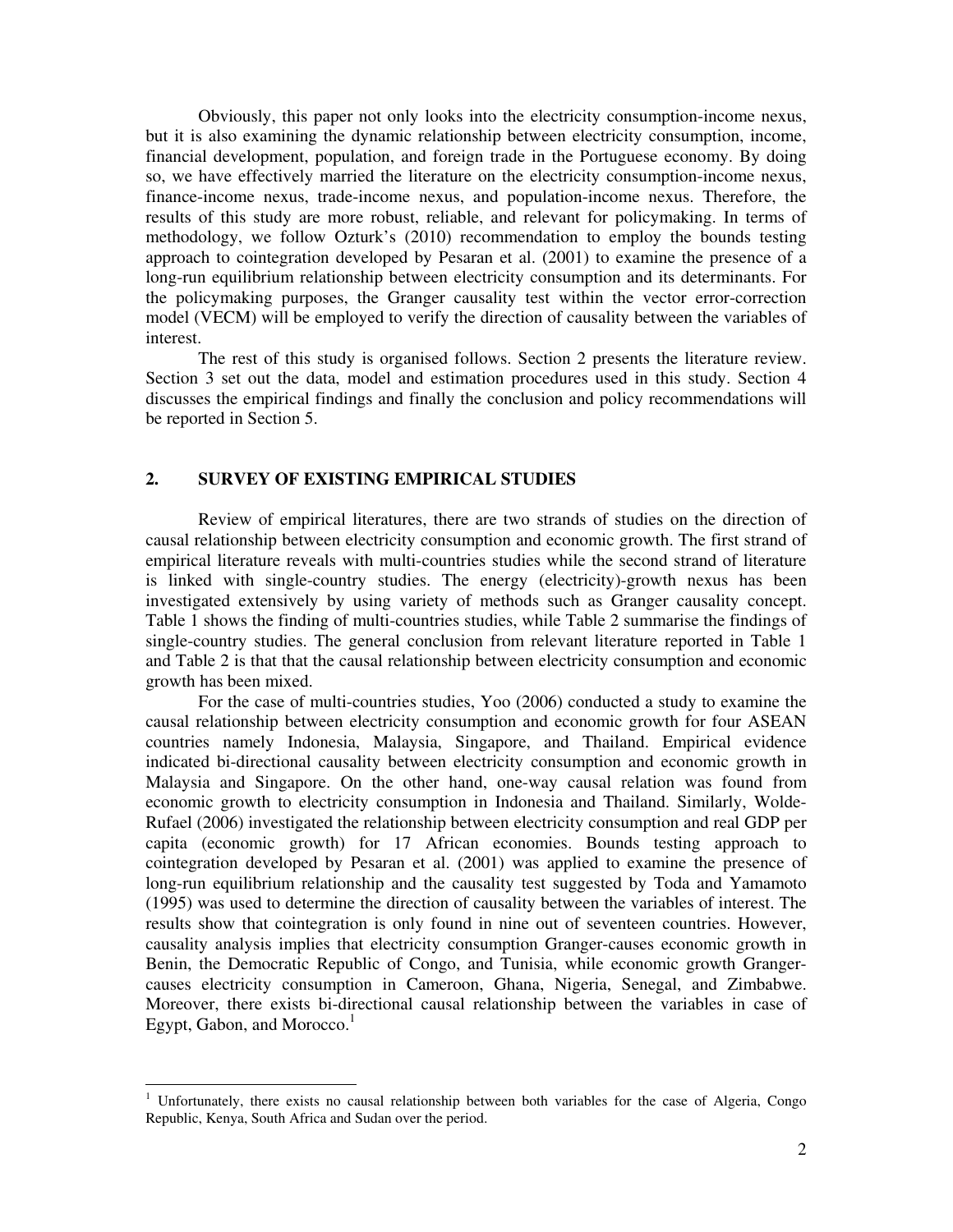Obviously, this paper not only looks into the electricity consumption-income nexus, but it is also examining the dynamic relationship between electricity consumption, income, financial development, population, and foreign trade in the Portuguese economy. By doing so, we have effectively married the literature on the electricity consumption-income nexus, finance-income nexus, trade-income nexus, and population-income nexus. Therefore, the results of this study are more robust, reliable, and relevant for policymaking. In terms of methodology, we follow Ozturk's (2010) recommendation to employ the bounds testing approach to cointegration developed by Pesaran et al. (2001) to examine the presence of a long-run equilibrium relationship between electricity consumption and its determinants. For the policymaking purposes, the Granger causality test within the vector error-correction model (VECM) will be employed to verify the direction of causality between the variables of interest.

The rest of this study is organised follows. Section 2 presents the literature review. Section 3 set out the data, model and estimation procedures used in this study. Section 4 discusses the empirical findings and finally the conclusion and policy recommendations will be reported in Section 5.

## 2. SURVEY OF EXISTING EMPIRICAL STUDIES

Review of empirical literatures, there are two strands of studies on the direction of causal relationship between electricity consumption and economic growth. The first strand of empirical literature reveals with multi-countries studies while the second strand of literature is linked with single-country studies. The energy (electricity)-growth nexus has been investigated extensively by using variety of methods such as Granger causality concept. Table 1 shows the finding of multi-countries studies, while Table 2 summarise the findings of single-country studies. The general conclusion from relevant literature reported in Table 1 and Table 2 is that that the causal relationship between electricity consumption and economic growth has been mixed.

For the case of multi-countries studies, Yoo (2006) conducted a study to examine the causal relationship between electricity consumption and economic growth for four ASEAN countries namely Indonesia, Malaysia, Singapore, and Thailand. Empirical evidence indicated bi-directional causality between electricity consumption and economic growth in Malaysia and Singapore. On the other hand, one-way causal relation was found from economic growth to electricity consumption in Indonesia and Thailand. Similarly, Wolde-Rufael (2006) investigated the relationship between electricity consumption and real GDP per capita (economic growth) for 17 African economies. Bounds testing approach to cointegration developed by Pesaran et al. (2001) was applied to examine the presence of long-run equilibrium relationship and the causality test suggested by Toda and Yamamoto (1995) was used to determine the direction of causality between the variables of interest. The results show that cointegration is only found in nine out of seventeen countries. However, causality analysis implies that electricity consumption Granger-causes economic growth in Benin, the Democratic Republic of Congo, and Tunisia, while economic growth Granger-causes electricity consumption in Cameroon, Ghana, Nigeria, Senegal, and Zimbabwe. Moreover, there exists bi-directional causal relationship between the variables in case of Egypt, Gabon, and Morocco.[1]

[1] Unfortunately, there exists no causal relationship between both variables for the case of Algeria, Congo Republic, Kenya, South Africa and Sudan over the period.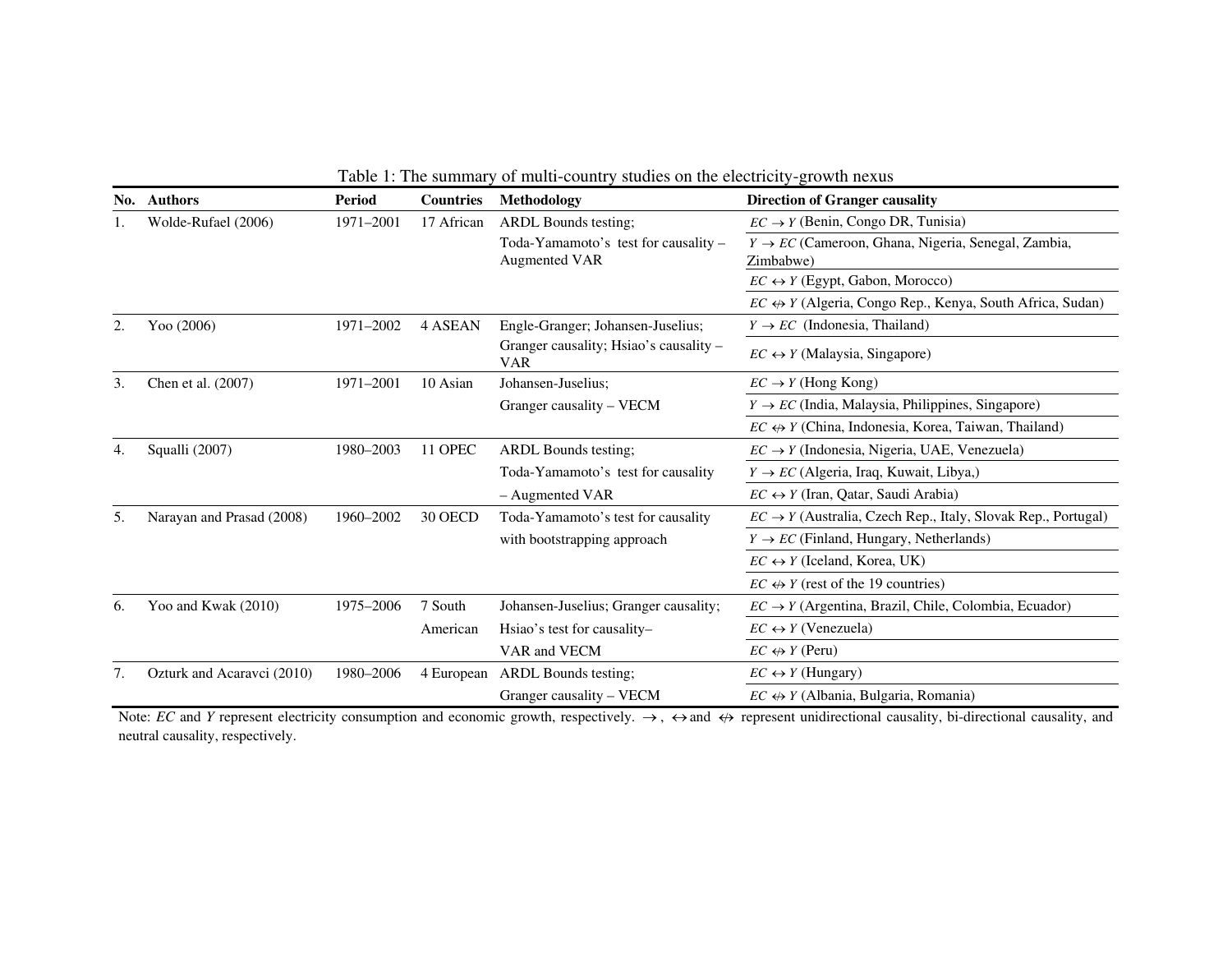Table 1: The summary of multi-country studies on the electricity-growth nexus

| No. | Authors | Period | Countries | Methodology | Direction of Granger causality |
|---|---|---|---|---|---|
| 1. | Wolde-Rufael (2006) | 1971–2001 | 17 African | ARDL Bounds testing; Toda-Yamamoto's test for causality – Augmented VAR | $EC \rightarrow Y$ (Benin, Congo DR, Tunisia) |
| | | | | | $Y \rightarrow EC$ (Cameroon, Ghana, Nigeria, Senegal, Zambia, Zimbabwe) |
| | | | | | $EC \leftrightarrow Y$ (Egypt, Gabon, Morocco) |
| | | | | | $EC \nleftrightarrow Y$ (Algeria, Congo Rep., Kenya, South Africa, Sudan) |
| 2. | Yoo (2006) | 1971–2002 | 4 ASEAN | Engle-Granger; Johansen-Juselius; Granger causality; Hsiao's causality – VAR | $Y \rightarrow EC$ (Indonesia, Thailand) |
| | | | | | $EC \leftrightarrow Y$ (Malaysia, Singapore) |
| 3. | Chen et al. (2007) | 1971–2001 | 10 Asian | Johansen-Juselius; Granger causality – VECM | $EC \rightarrow Y$ (Hong Kong) |
| | | | | | $Y \rightarrow EC$ (India, Malaysia, Philippines, Singapore) |
| | | | | | $EC \nleftrightarrow Y$ (China, Indonesia, Korea, Taiwan, Thailand) |
| 4. | Squalli (2007) | 1980–2003 | 11 OPEC | ARDL Bounds testing; Toda-Yamamoto's test for causality – Augmented VAR | $EC \rightarrow Y$ (Indonesia, Nigeria, UAE, Venezuela) |
| | | | | | $Y \rightarrow EC$ (Algeria, Iraq, Kuwait, Libya,) |
| | | | | | $EC \leftrightarrow Y$ (Iran, Qatar, Saudi Arabia) |
| 5. | Narayan and Prasad (2008) | 1960–2002 | 30 OECD | Toda-Yamamoto's test for causality with bootstrapping approach | $EC \rightarrow Y$ (Australia, Czech Rep., Italy, Slovak Rep., Portugal) |
| | | | | | $Y \rightarrow EC$ (Finland, Hungary, Netherlands) |
| | | | | | $EC \leftrightarrow Y$ (Iceland, Korea, UK) |
| | | | | | $EC \nleftrightarrow Y$ (rest of the 19 countries) |
| 6. | Yoo and Kwak (2010) | 1975–2006 | 7 South American | Johansen-Juselius; Granger causality; Hsiao's test for causality– VAR and VECM | $EC \rightarrow Y$ (Argentina, Brazil, Chile, Colombia, Ecuador) |
| | | | | | $EC \leftrightarrow Y$ (Venezuela) |
| | | | | | $EC \nleftrightarrow Y$ (Peru) |
| 7. | Ozturk and Acaravci (2010) | 1980–2006 | 4 European | ARDL Bounds testing; Granger causality – VECM | $EC \leftrightarrow Y$ (Hungary) |
| | | | | | $EC \nleftrightarrow Y$ (Albania, Bulgaria, Romania) |

Note: *EC* and *Y* represent electricity consumption and economic growth, respectively. $\rightarrow$, $\leftrightarrow$ and $\nleftrightarrow$ represent unidirectional causality, bi-directional causality, and neutral causality, respectively.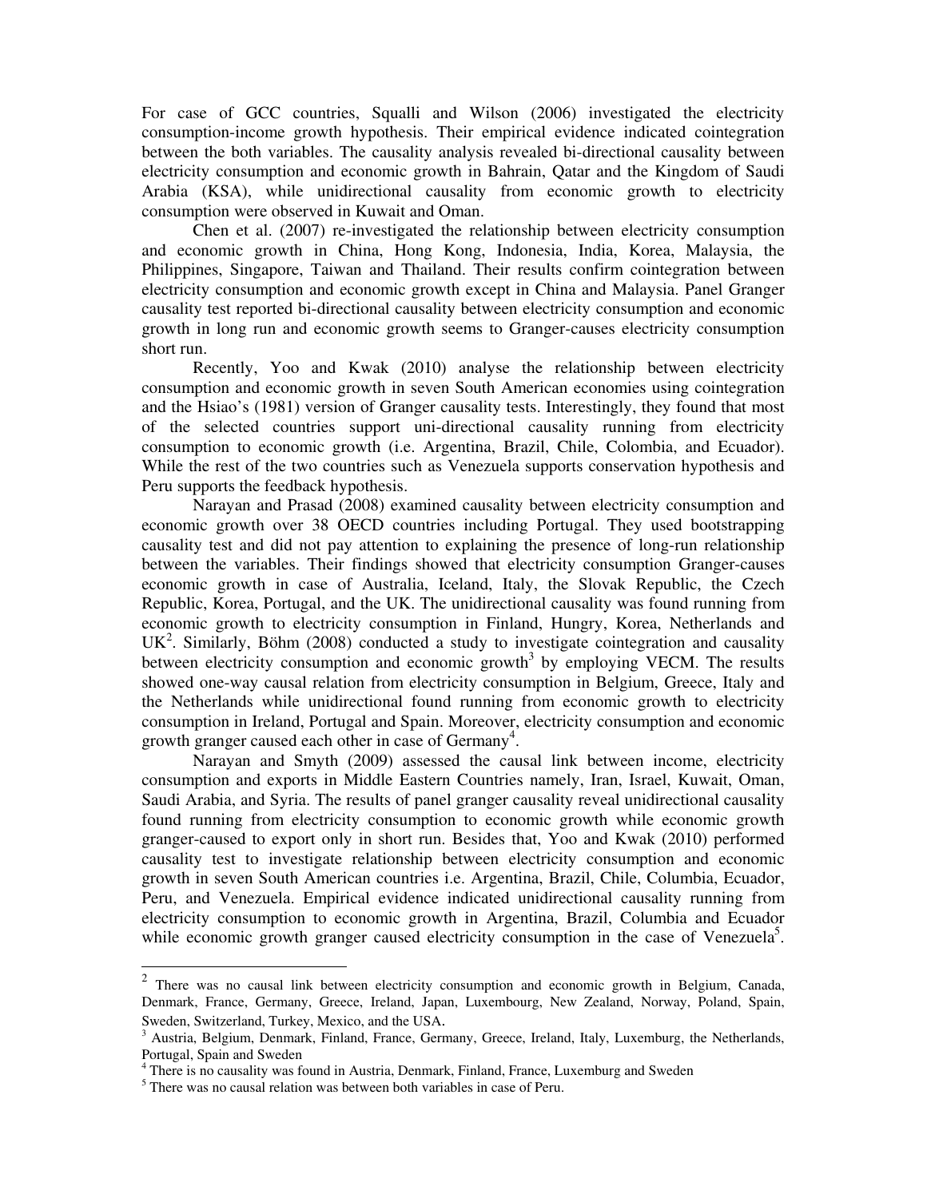For case of GCC countries, Squalli and Wilson (2006) investigated the electricity consumption-income growth hypothesis. Their empirical evidence indicated cointegration between the both variables. The causality analysis revealed bi-directional causality between electricity consumption and economic growth in Bahrain, Qatar and the Kingdom of Saudi Arabia (KSA), while unidirectional causality from economic growth to electricity consumption were observed in Kuwait and Oman.

Chen et al. (2007) re-investigated the relationship between electricity consumption and economic growth in China, Hong Kong, Indonesia, India, Korea, Malaysia, the Philippines, Singapore, Taiwan and Thailand. Their results confirm cointegration between electricity consumption and economic growth except in China and Malaysia. Panel Granger causality test reported bi-directional causality between electricity consumption and economic growth in long run and economic growth seems to Granger-causes electricity consumption short run.

Recently, Yoo and Kwak (2010) analyse the relationship between electricity consumption and economic growth in seven South American economies using cointegration and the Hsiao's (1981) version of Granger causality tests. Interestingly, they found that most of the selected countries support uni-directional causality running from electricity consumption to economic growth (i.e. Argentina, Brazil, Chile, Colombia, and Ecuador). While the rest of the two countries such as Venezuela supports conservation hypothesis and Peru supports the feedback hypothesis.

Narayan and Prasad (2008) examined causality between electricity consumption and economic growth over 38 OECD countries including Portugal. They used bootstrapping causality test and did not pay attention to explaining the presence of long-run relationship between the variables. Their findings showed that electricity consumption Granger-causes economic growth in case of Australia, Iceland, Italy, the Slovak Republic, the Czech Republic, Korea, Portugal, and the UK. The unidirectional causality was found running from economic growth to electricity consumption in Finland, Hungry, Korea, Netherlands and UK[2]. Similarly, Böhm (2008) conducted a study to investigate cointegration and causality between electricity consumption and economic growth[3] by employing VECM. The results showed one-way causal relation from electricity consumption in Belgium, Greece, Italy and the Netherlands while unidirectional found running from economic growth to electricity consumption in Ireland, Portugal and Spain. Moreover, electricity consumption and economic growth granger caused each other in case of Germany[4].

Narayan and Smyth (2009) assessed the causal link between income, electricity consumption and exports in Middle Eastern Countries namely, Iran, Israel, Kuwait, Oman, Saudi Arabia, and Syria. The results of panel granger causality reveal unidirectional causality found running from electricity consumption to economic growth while economic growth granger-caused to export only in short run. Besides that, Yoo and Kwak (2010) performed causality test to investigate relationship between electricity consumption and economic growth in seven South American countries i.e. Argentina, Brazil, Chile, Columbia, Ecuador, Peru, and Venezuela. Empirical evidence indicated unidirectional causality running from electricity consumption to economic growth in Argentina, Brazil, Columbia and Ecuador while economic growth granger caused electricity consumption in the case of Venezuela[5].

---

[2] There was no causal link between electricity consumption and economic growth in Belgium, Canada, Denmark, France, Germany, Greece, Ireland, Japan, Luxembourg, New Zealand, Norway, Poland, Spain, Sweden, Switzerland, Turkey, Mexico, and the USA.

[3] Austria, Belgium, Denmark, Finland, France, Germany, Greece, Ireland, Italy, Luxemburg, the Netherlands, Portugal, Spain and Sweden

[4] There is no causality was found in Austria, Denmark, Finland, France, Luxemburg and Sweden

[5] There was no causal relation was between both variables in case of Peru.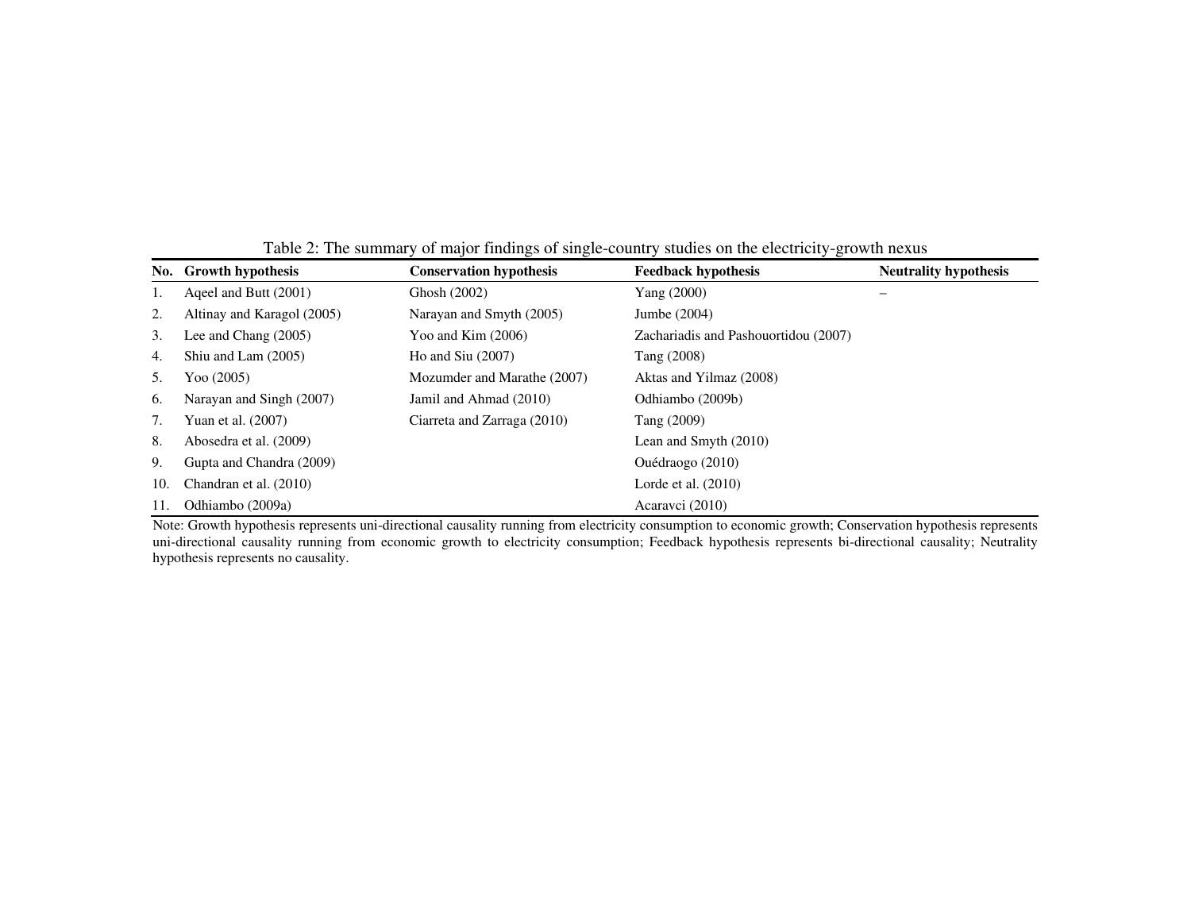Table 2: The summary of major findings of single-country studies on the electricity-growth nexus

| No. | Growth hypothesis | Conservation hypothesis | Feedback hypothesis | Neutrality hypothesis |
|---|---|---|---|---|
| 1. | Aqeel and Butt (2001) | Ghosh (2002) | Yang (2000) | – |
| 2. | Altinay and Karagol (2005) | Narayan and Smyth (2005) | Jumbe (2004) | |
| 3. | Lee and Chang (2005) | Yoo and Kim (2006) | Zachariadis and Pashouortidou (2007) | |
| 4. | Shiu and Lam (2005) | Ho and Siu (2007) | Tang (2008) | |
| 5. | Yoo (2005) | Mozumder and Marathe (2007) | Aktas and Yilmaz (2008) | |
| 6. | Narayan and Singh (2007) | Jamil and Ahmad (2010) | Odhiambo (2009b) | |
| 7. | Yuan et al. (2007) | Ciarreta and Zarraga (2010) | Tang (2009) | |
| 8. | Abosedra et al. (2009) | | Lean and Smyth (2010) | |
| 9. | Gupta and Chandra (2009) | | Ouédraogo (2010) | |
| 10. | Chandran et al. (2010) | | Lorde et al. (2010) | |
| 11. | Odhiambo (2009a) | | Acaravci (2010) | |

Note: Growth hypothesis represents uni-directional causality running from electricity consumption to economic growth; Conservation hypothesis represents uni-directional causality running from economic growth to electricity consumption; Feedback hypothesis represents bi-directional causality; Neutrality hypothesis represents no causality.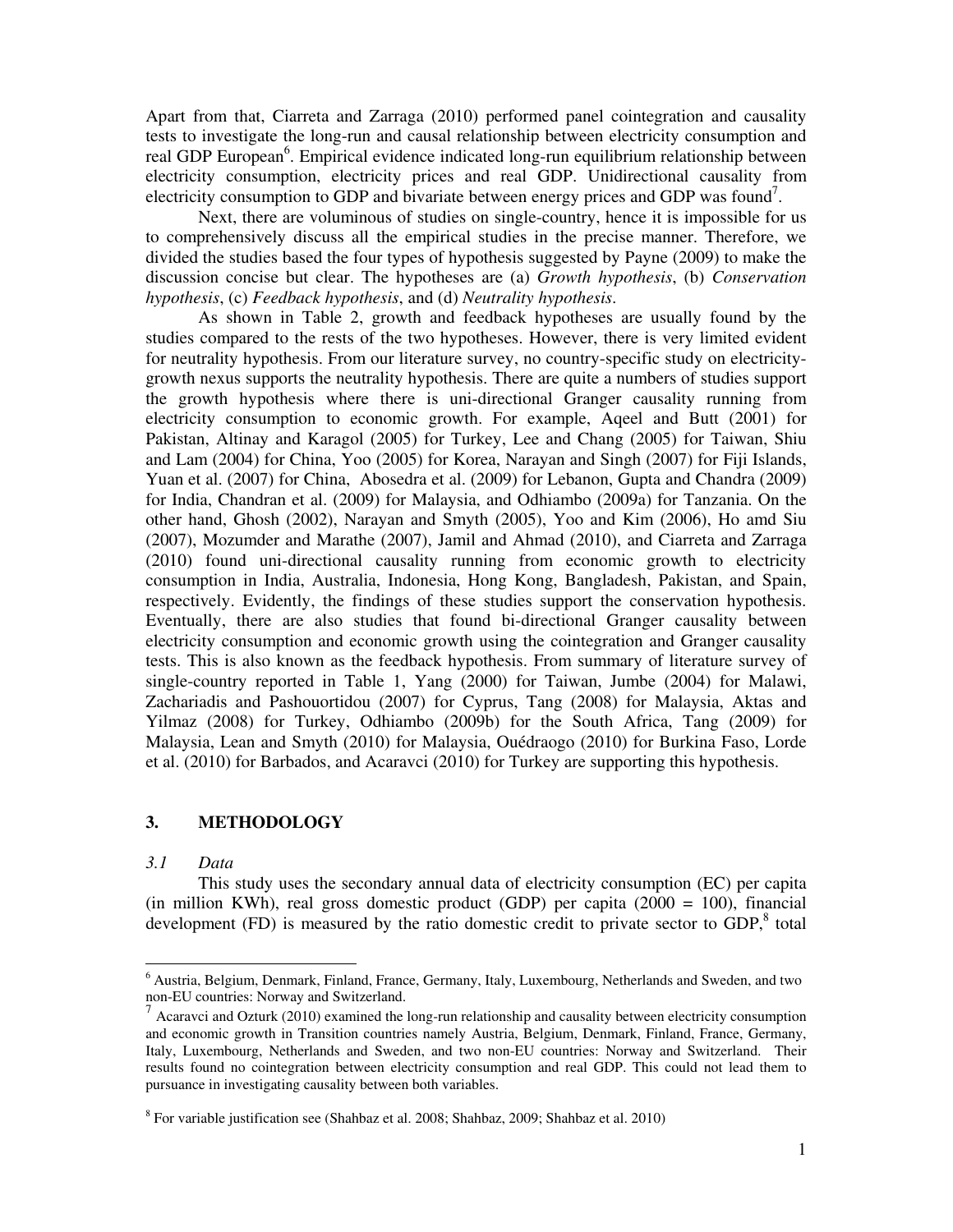Apart from that, Ciarreta and Zarraga (2010) performed panel cointegration and causality tests to investigate the long-run and causal relationship between electricity consumption and real GDP European[6]. Empirical evidence indicated long-run equilibrium relationship between electricity consumption, electricity prices and real GDP. Unidirectional causality from electricity consumption to GDP and bivariate between energy prices and GDP was found[7].

Next, there are voluminous of studies on single-country, hence it is impossible for us to comprehensively discuss all the empirical studies in the precise manner. Therefore, we divided the studies based the four types of hypothesis suggested by Payne (2009) to make the discussion concise but clear. The hypotheses are (a) *Growth hypothesis*, (b) *Conservation hypothesis*, (c) *Feedback hypothesis*, and (d) *Neutrality hypothesis*.

As shown in Table 2, growth and feedback hypotheses are usually found by the studies compared to the rests of the two hypotheses. However, there is very limited evident for neutrality hypothesis. From our literature survey, no country-specific study on electricity-growth nexus supports the neutrality hypothesis. There are quite a numbers of studies support the growth hypothesis where there is uni-directional Granger causality running from electricity consumption to economic growth. For example, Aqeel and Butt (2001) for Pakistan, Altinay and Karagol (2005) for Turkey, Lee and Chang (2005) for Taiwan, Shiu and Lam (2004) for China, Yoo (2005) for Korea, Narayan and Singh (2007) for Fiji Islands, Yuan et al. (2007) for China, Abosedra et al. (2009) for Lebanon, Gupta and Chandra (2009) for India, Chandran et al. (2009) for Malaysia, and Odhiambo (2009a) for Tanzania. On the other hand, Ghosh (2002), Narayan and Smyth (2005), Yoo and Kim (2006), Ho amd Siu (2007), Mozumder and Marathe (2007), Jamil and Ahmad (2010), and Ciarreta and Zarraga (2010) found uni-directional causality running from economic growth to electricity consumption in India, Australia, Indonesia, Hong Kong, Bangladesh, Pakistan, and Spain, respectively. Evidently, the findings of these studies support the conservation hypothesis. Eventually, there are also studies that found bi-directional Granger causality between electricity consumption and economic growth using the cointegration and Granger causality tests. This is also known as the feedback hypothesis. From summary of literature survey of single-country reported in Table 1, Yang (2000) for Taiwan, Jumbe (2004) for Malawi, Zachariadis and Pashouortidou (2007) for Cyprus, Tang (2008) for Malaysia, Aktas and Yilmaz (2008) for Turkey, Odhiambo (2009b) for the South Africa, Tang (2009) for Malaysia, Lean and Smyth (2010) for Malaysia, Ouédraogo (2010) for Burkina Faso, Lorde et al. (2010) for Barbados, and Acaravci (2010) for Turkey are supporting this hypothesis.

## 3. METHODOLOGY

### *3.1 Data*

This study uses the secondary annual data of electricity consumption (EC) per capita (in million KWh), real gross domestic product (GDP) per capita (2000 = 100), financial development (FD) is measured by the ratio domestic credit to private sector to GDP,[8] total

---

[6] Austria, Belgium, Denmark, Finland, France, Germany, Italy, Luxembourg, Netherlands and Sweden, and two non-EU countries: Norway and Switzerland.

[7] Acaravci and Ozturk (2010) examined the long-run relationship and causality between electricity consumption and economic growth in Transition countries namely Austria, Belgium, Denmark, Finland, France, Germany, Italy, Luxembourg, Netherlands and Sweden, and two non-EU countries: Norway and Switzerland. Their results found no cointegration between electricity consumption and real GDP. This could not lead them to pursuance in investigating causality between both variables.

[8] For variable justification see (Shahbaz et al. 2008; Shahbaz, 2009; Shahbaz et al. 2010)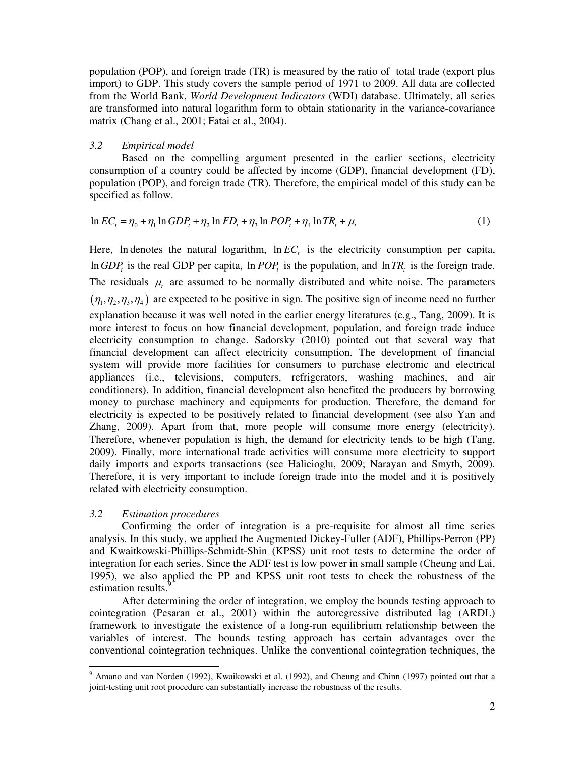population (POP), and foreign trade (TR) is measured by the ratio of total trade (export plus import) to GDP. This study covers the sample period of 1971 to 2009. All data are collected from the World Bank, *World Development Indicators* (WDI) database. Ultimately, all series are transformed into natural logarithm form to obtain stationarity in the variance-covariance matrix (Chang et al., 2001; Fatai et al., 2004).

### *3.2 Empirical model*

Based on the compelling argument presented in the earlier sections, electricity consumption of a country could be affected by income (GDP), financial development (FD), population (POP), and foreign trade (TR). Therefore, the empirical model of this study can be specified as follow.

$$\ln EC_t = \eta_0 + \eta_1 \ln GDP_t + \eta_2 \ln FD_t + \eta_3 \ln POP_t + \eta_4 \ln TR_t + \mu_t \tag{1}$$

Here, $\ln$ denotes the natural logarithm, $\ln EC_t$ is the electricity consumption per capita, $\ln GDP_t$ is the real GDP per capita, $\ln POP_t$ is the population, and $\ln TR_t$ is the foreign trade. The residuals $\mu_t$ are assumed to be normally distributed and white noise. The parameters $(\eta_1, \eta_2, \eta_3, \eta_4)$ are expected to be positive in sign. The positive sign of income need no further explanation because it was well noted in the earlier energy literatures (e.g., Tang, 2009). It is more interest to focus on how financial development, population, and foreign trade induce electricity consumption to change. Sadorsky (2010) pointed out that several way that financial development can affect electricity consumption. The development of financial system will provide more facilities for consumers to purchase electronic and electrical appliances (i.e., televisions, computers, refrigerators, washing machines, and air conditioners). In addition, financial development also benefited the producers by borrowing money to purchase machinery and equipments for production. Therefore, the demand for electricity is expected to be positively related to financial development (see also Yan and Zhang, 2009). Apart from that, more people will consume more energy (electricity). Therefore, whenever population is high, the demand for electricity tends to be high (Tang, 2009). Finally, more international trade activities will consume more electricity to support daily imports and exports transactions (see Halicioglu, 2009; Narayan and Smyth, 2009). Therefore, it is very important to include foreign trade into the model and it is positively related with electricity consumption.

### *3.2 Estimation procedures*

Confirming the order of integration is a pre-requisite for almost all time series analysis. In this study, we applied the Augmented Dickey-Fuller (ADF), Phillips-Perron (PP) and Kwaitkowski-Phillips-Schmidt-Shin (KPSS) unit root tests to determine the order of integration for each series. Since the ADF test is low power in small sample (Cheung and Lai, 1995), we also applied the PP and KPSS unit root tests to check the robustness of the estimation results.[9]

After determining the order of integration, we employ the bounds testing approach to cointegration (Pesaran et al., 2001) within the autoregressive distributed lag (ARDL) framework to investigate the existence of a long-run equilibrium relationship between the variables of interest. The bounds testing approach has certain advantages over the conventional cointegration techniques. Unlike the conventional cointegration techniques, the

---

[9] Amano and van Norden (1992), Kwaikowski et al. (1992), and Cheung and Chinn (1997) pointed out that a joint-testing unit root procedure can substantially increase the robustness of the results.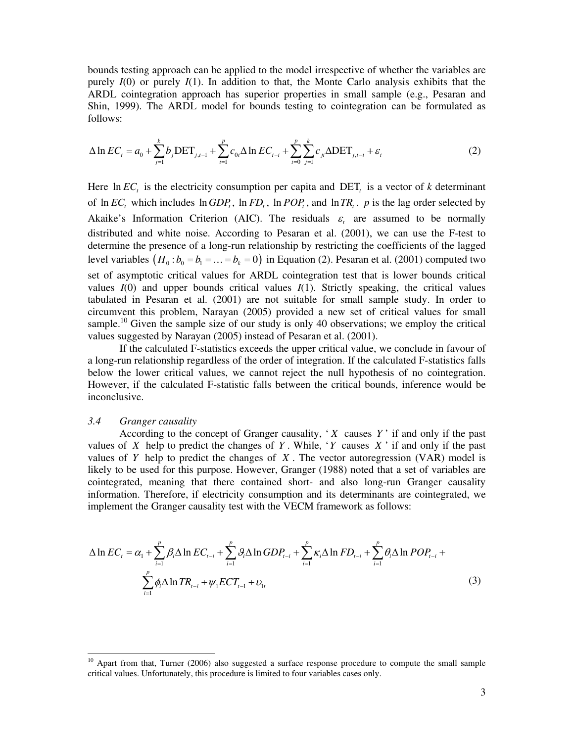bounds testing approach can be applied to the model irrespective of whether the variables are purely $I(0)$ or purely $I(1)$. In addition to that, the Monte Carlo analysis exhibits that the ARDL cointegration approach has superior properties in small sample (e.g., Pesaran and Shin, 1999). The ARDL model for bounds testing to cointegration can be formulated as follows:

$$\Delta \ln EC_t = a_0 + \sum_{j=1}^{k} b_j \text{DET}_{j,t-1} + \sum_{i=1}^{p} c_{0i} \Delta \ln EC_{t-i} + \sum_{i=0}^{p} \sum_{j=1}^{k} c_{ji} \Delta \text{DET}_{j,t-i} + \varepsilon_t \tag{2}$$

Here $\ln EC_t$ is the electricity consumption per capita and $\text{DET}_t$ is a vector of $k$ determinant of $\ln EC_t$ which includes $\ln GDP_t$, $\ln FD_t$, $\ln POP_t$, and $\ln TR_t$. $p$ is the lag order selected by Akaike's Information Criterion (AIC). The residuals $\varepsilon_t$ are assumed to be normally distributed and white noise. According to Pesaran et al. (2001), we can use the F-test to determine the presence of a long-run relationship by restricting the coefficients of the lagged level variables $(H_0 : b_0 = b_1 = \ldots = b_k = 0)$ in Equation (2). Pesaran et al. (2001) computed two set of asymptotic critical values for ARDL cointegration test that is lower bounds critical values $I(0)$ and upper bounds critical values $I(1)$. Strictly speaking, the critical values tabulated in Pesaran et al. (2001) are not suitable for small sample study. In order to circumvent this problem, Narayan (2005) provided a new set of critical values for small sample.[10] Given the sample size of our study is only 40 observations; we employ the critical values suggested by Narayan (2005) instead of Pesaran et al. (2001).

If the calculated F-statistics exceeds the upper critical value, we conclude in favour of a long-run relationship regardless of the order of integration. If the calculated F-statistics falls below the lower critical values, we cannot reject the null hypothesis of no cointegration. However, if the calculated F-statistic falls between the critical bounds, inference would be inconclusive.

### *3.4 Granger causality*

According to the concept of Granger causality, '$X$ causes $Y$' if and only if the past values of $X$ help to predict the changes of $Y$. While, '$Y$ causes $X$' if and only if the past values of $Y$ help to predict the changes of $X$. The vector autoregression (VAR) model is likely to be used for this purpose. However, Granger (1988) noted that a set of variables are cointegrated, meaning that there contained short- and also long-run Granger causality information. Therefore, if electricity consumption and its determinants are cointegrated, we implement the Granger causality test with the VECM framework as follows:

$$\begin{aligned}\Delta \ln EC_t = \alpha_1 &+ \sum_{i=1}^{p} \beta_i \Delta \ln EC_{t-i} + \sum_{i=1}^{p} \vartheta_i \Delta \ln GDP_{t-i} + \sum_{i=1}^{p} \kappa_i \Delta \ln FD_{t-i} + \sum_{i=1}^{p} \theta_i \Delta \ln POP_{t-i} + \\ &\sum_{i=1}^{p} \phi_i \Delta \ln TR_{t-i} + \psi_1 ECT_{t-1} + \upsilon_{1t}\end{aligned} \tag{3}$$

---

[10] Apart from that, Turner (2006) also suggested a surface response procedure to compute the small sample critical values. Unfortunately, this procedure is limited to four variables cases only.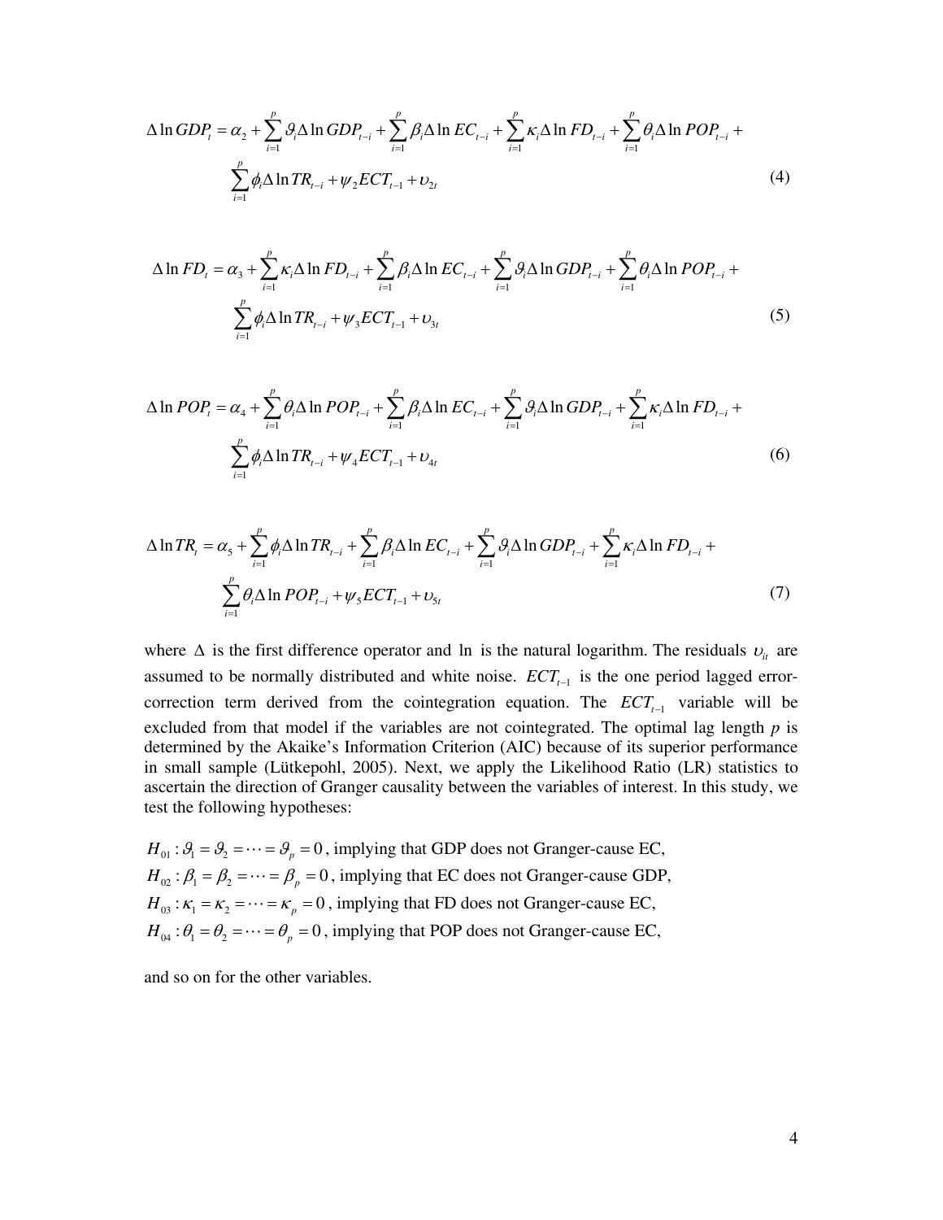$$\Delta \ln GDP_t = \alpha_2 + \sum_{i=1}^{p} \vartheta_i \Delta \ln GDP_{t-i} + \sum_{i=1}^{p} \beta_i \Delta \ln EC_{t-i} + \sum_{i=1}^{p} \kappa_i \Delta \ln FD_{t-i} + \sum_{i=1}^{p} \theta_i \Delta \ln POP_{t-i} + \sum_{i=1}^{p} \phi_i \Delta \ln TR_{t-i} + \psi_2 ECT_{t-1} + \upsilon_{2t} \tag{4}$$

$$\Delta \ln FD_t = \alpha_3 + \sum_{i=1}^{p} \kappa_i \Delta \ln FD_{t-i} + \sum_{i=1}^{p} \beta_i \Delta \ln EC_{t-i} + \sum_{i=1}^{p} \vartheta_i \Delta \ln GDP_{t-i} + \sum_{i=1}^{p} \theta_i \Delta \ln POP_{t-i} + \sum_{i=1}^{p} \phi_i \Delta \ln TR_{t-i} + \psi_3 ECT_{t-1} + \upsilon_{3t} \tag{5}$$

$$\Delta \ln POP_t = \alpha_4 + \sum_{i=1}^{p} \theta_i \Delta \ln POP_{t-i} + \sum_{i=1}^{p} \beta_i \Delta \ln EC_{t-i} + \sum_{i=1}^{p} \vartheta_i \Delta \ln GDP_{t-i} + \sum_{i=1}^{p} \kappa_i \Delta \ln FD_{t-i} + \sum_{i=1}^{p} \phi_i \Delta \ln TR_{t-i} + \psi_4 ECT_{t-1} + \upsilon_{4t} \tag{6}$$

$$\Delta \ln TR_t = \alpha_5 + \sum_{i=1}^{p} \phi_i \Delta \ln TR_{t-i} + \sum_{i=1}^{p} \beta_i \Delta \ln EC_{t-i} + \sum_{i=1}^{p} \vartheta_i \Delta \ln GDP_{t-i} + \sum_{i=1}^{p} \kappa_i \Delta \ln FD_{t-i} + \sum_{i=1}^{p} \theta_i \Delta \ln POP_{t-i} + \psi_5 ECT_{t-1} + \upsilon_{5t} \tag{7}$$

where $\Delta$ is the first difference operator and $\ln$ is the natural logarithm. The residuals $\upsilon_{it}$ are assumed to be normally distributed and white noise. $ECT_{t-1}$ is the one period lagged error-correction term derived from the cointegration equation. The $ECT_{t-1}$ variable will be excluded from that model if the variables are not cointegrated. The optimal lag length $p$ is determined by the Akaike's Information Criterion (AIC) because of its superior performance in small sample (Lütkepohl, 2005). Next, we apply the Likelihood Ratio (LR) statistics to ascertain the direction of Granger causality between the variables of interest. In this study, we test the following hypotheses:

$H_{01}: \vartheta_1 = \vartheta_2 = \cdots = \vartheta_p = 0$, implying that GDP does not Granger-cause EC,
$H_{02}: \beta_1 = \beta_2 = \cdots = \beta_p = 0$, implying that EC does not Granger-cause GDP,
$H_{03}: \kappa_1 = \kappa_2 = \cdots = \kappa_p = 0$, implying that FD does not Granger-cause EC,
$H_{04}: \theta_1 = \theta_2 = \cdots = \theta_p = 0$, implying that POP does not Granger-cause EC,

and so on for the other variables.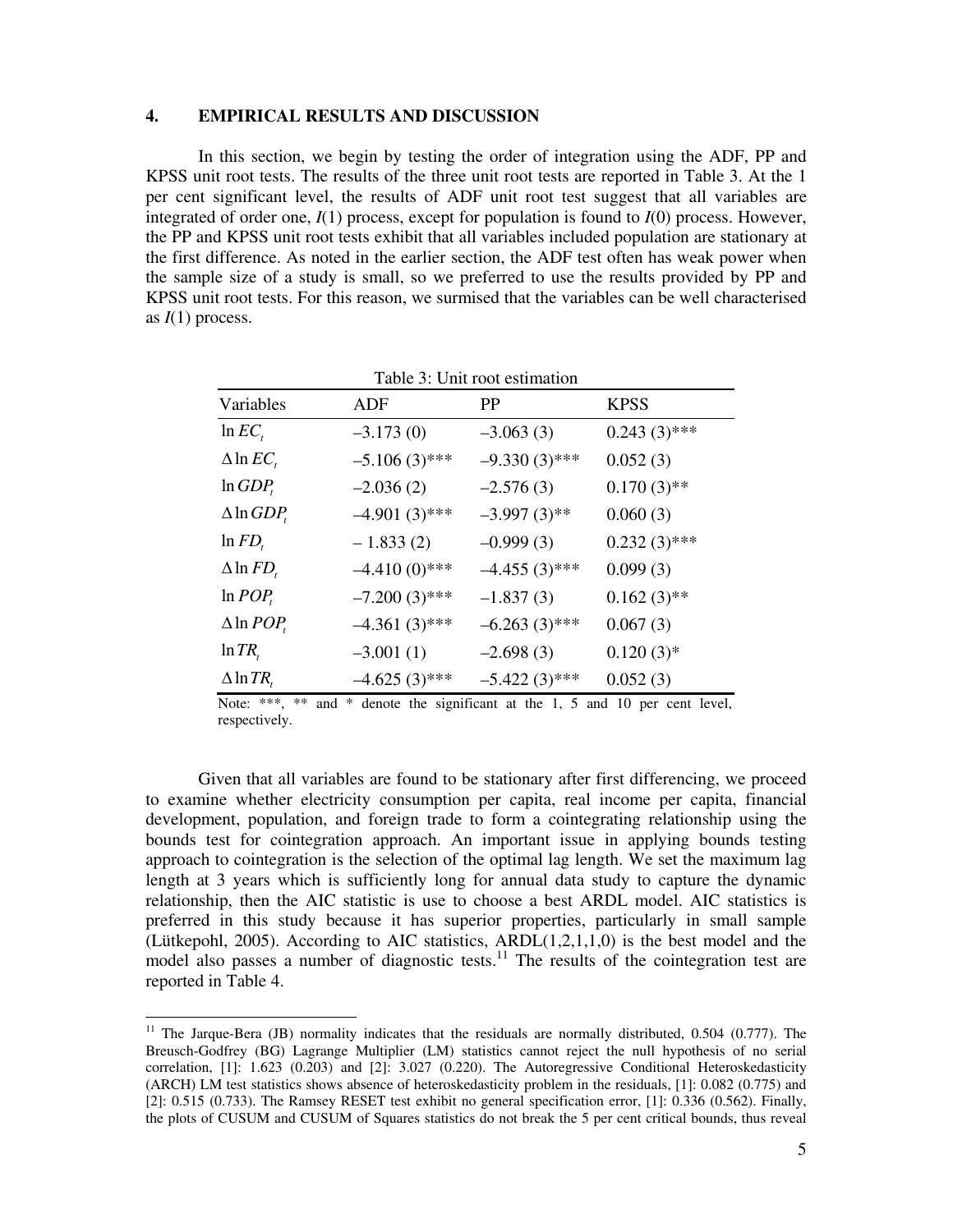## 4. EMPIRICAL RESULTS AND DISCUSSION

In this section, we begin by testing the order of integration using the ADF, PP and KPSS unit root tests. The results of the three unit root tests are reported in Table 3. At the 1 per cent significant level, the results of ADF unit root test suggest that all variables are integrated of order one, $I(1)$ process, except for population is found to $I(0)$ process. However, the PP and KPSS unit root tests exhibit that all variables included population are stationary at the first difference. As noted in the earlier section, the ADF test often has weak power when the sample size of a study is small, so we preferred to use the results provided by PP and KPSS unit root tests. For this reason, we surmised that the variables can be well characterised as $I(1)$ process.

Table 3: Unit root estimation

| Variables | ADF | PP | KPSS |
|---|---|---|---|
| $\ln EC_t$ | –3.173 (0) | –3.063 (3) | 0.243 (3)*** |
| $\Delta \ln EC_t$ | –5.106 (3)*** | –9.330 (3)*** | 0.052 (3) |
| $\ln GDP_t$ | –2.036 (2) | –2.576 (3) | 0.170 (3)** |
| $\Delta \ln GDP_t$ | –4.901 (3)*** | –3.997 (3)** | 0.060 (3) |
| $\ln FD_t$ | – 1.833 (2) | –0.999 (3) | 0.232 (3)*** |
| $\Delta \ln FD_t$ | –4.410 (0)*** | –4.455 (3)*** | 0.099 (3) |
| $\ln POP_t$ | –7.200 (3)*** | –1.837 (3) | 0.162 (3)** |
| $\Delta \ln POP_t$ | –4.361 (3)*** | –6.263 (3)*** | 0.067 (3) |
| $\ln TR_t$ | –3.001 (1) | –2.698 (3) | 0.120 (3)* |
| $\Delta \ln TR_t$ | –4.625 (3)*** | –5.422 (3)*** | 0.052 (3) |

Note: ***, ** and * denote the significant at the 1, 5 and 10 per cent level, respectively.

Given that all variables are found to be stationary after first differencing, we proceed to examine whether electricity consumption per capita, real income per capita, financial development, population, and foreign trade to form a cointegrating relationship using the bounds test for cointegration approach. An important issue in applying bounds testing approach to cointegration is the selection of the optimal lag length. We set the maximum lag length at 3 years which is sufficiently long for annual data study to capture the dynamic relationship, then the AIC statistic is use to choose a best ARDL model. AIC statistics is preferred in this study because it has superior properties, particularly in small sample (Lütkepohl, 2005). According to AIC statistics, ARDL(1,2,1,1,0) is the best model and the model also passes a number of diagnostic tests.[11] The results of the cointegration test are reported in Table 4.

[11] The Jarque-Bera (JB) normality indicates that the residuals are normally distributed, 0.504 (0.777). The Breusch-Godfrey (BG) Lagrange Multiplier (LM) statistics cannot reject the null hypothesis of no serial correlation, [1]: 1.623 (0.203) and [2]: 3.027 (0.220). The Autoregressive Conditional Heteroskedasticity (ARCH) LM test statistics shows absence of heteroskedasticity problem in the residuals, [1]: 0.082 (0.775) and [2]: 0.515 (0.733). The Ramsey RESET test exhibit no general specification error, [1]: 0.336 (0.562). Finally, the plots of CUSUM and CUSUM of Squares statistics do not break the 5 per cent critical bounds, thus reveal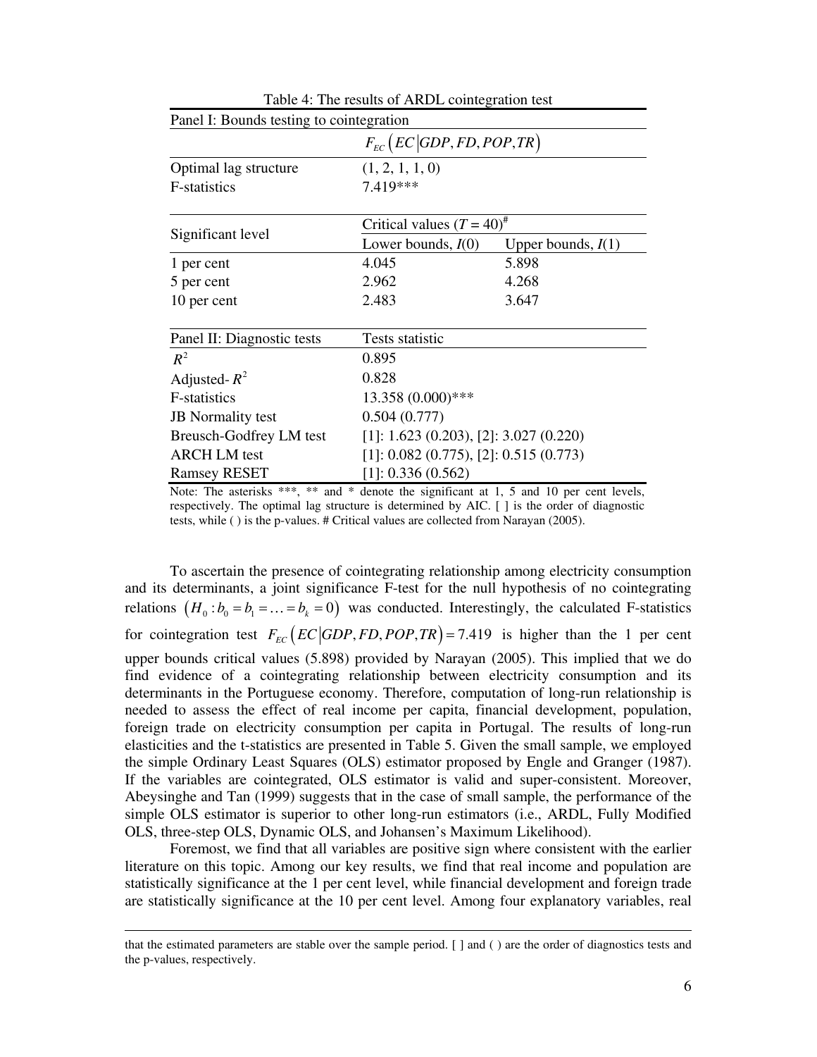Table 4: The results of ARDL cointegration test

| Panel I: Bounds testing to cointegration | | |
|---|---|---|
| | $F_{EC}\left(EC\middle|GDP, FD, POP, TR\right)$ | |
| Optimal lag structure | (1, 2, 1, 1, 0) | |
| F-statistics | 7.419*** | |
| Significant level | Critical values ($T$ = 40)[#] | |
| | Lower bounds, $I(0)$ | Upper bounds, $I(1)$ |
| 1 per cent | 4.045 | 5.898 |
| 5 per cent | 2.962 | 4.268 |
| 10 per cent | 2.483 | 3.647 |
| **Panel II: Diagnostic tests** | **Tests statistic** | |
| $R^2$ | 0.895 | |
| Adjusted-$R^2$ | 0.828 | |
| F-statistics | 13.358 (0.000)*** | |
| JB Normality test | 0.504 (0.777) | |
| Breusch-Godfrey LM test | [1]: 1.623 (0.203), [2]: 3.027 (0.220) | |
| ARCH LM test | [1]: 0.082 (0.775), [2]: 0.515 (0.773) | |
| Ramsey RESET | [1]: 0.336 (0.562) | |

Note: The asterisks ***, ** and * denote the significant at 1, 5 and 10 per cent levels, respectively. The optimal lag structure is determined by AIC. [ ] is the order of diagnostic tests, while ( ) is the p-values. # Critical values are collected from Narayan (2005).

To ascertain the presence of cointegrating relationship among electricity consumption and its determinants, a joint significance F-test for the null hypothesis of no cointegrating relations $\left(H_0 : b_0 = b_1 = \ldots = b_k = 0\right)$ was conducted. Interestingly, the calculated F-statistics for cointegration test $F_{EC}\left(EC\middle|GDP, FD, POP, TR\right) = 7.419$ is higher than the 1 per cent upper bounds critical values (5.898) provided by Narayan (2005). This implied that we do find evidence of a cointegrating relationship between electricity consumption and its determinants in the Portuguese economy. Therefore, computation of long-run relationship is needed to assess the effect of real income per capita, financial development, population, foreign trade on electricity consumption per capita in Portugal. The results of long-run elasticities and the t-statistics are presented in Table 5. Given the small sample, we employed the simple Ordinary Least Squares (OLS) estimator proposed by Engle and Granger (1987). If the variables are cointegrated, OLS estimator is valid and super-consistent. Moreover, Abeysinghe and Tan (1999) suggests that in the case of small sample, the performance of the simple OLS estimator is superior to other long-run estimators (i.e., ARDL, Fully Modified OLS, three-step OLS, Dynamic OLS, and Johansen's Maximum Likelihood).

Foremost, we find that all variables are positive sign where consistent with the earlier literature on this topic. Among our key results, we find that real income and population are statistically significance at the 1 per cent level, while financial development and foreign trade are statistically significance at the 10 per cent level. Among four explanatory variables, real

that the estimated parameters are stable over the sample period. [ ] and ( ) are the order of diagnostics tests and the p-values, respectively.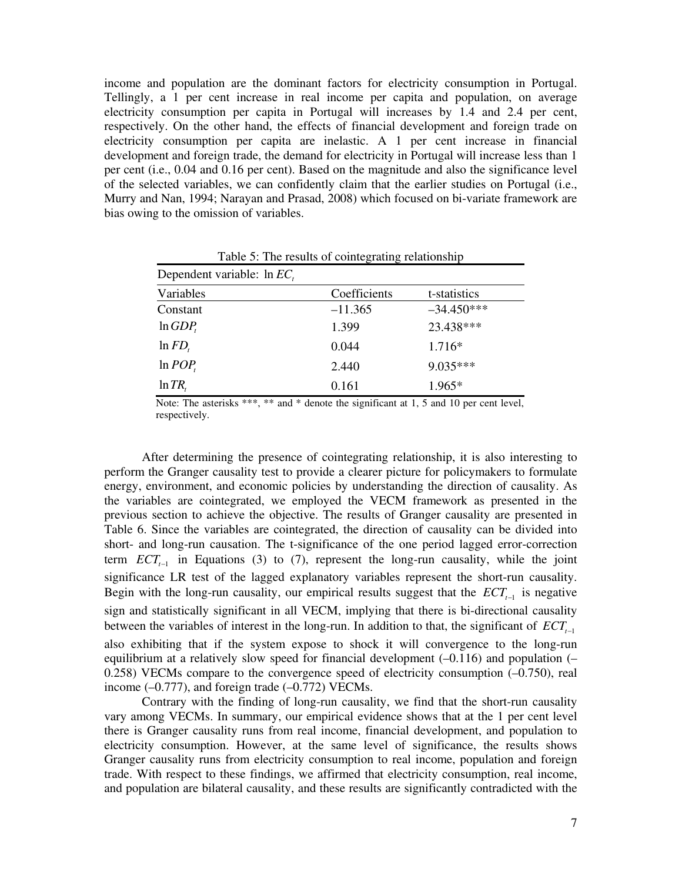income and population are the dominant factors for electricity consumption in Portugal. Tellingly, a 1 per cent increase in real income per capita and population, on average electricity consumption per capita in Portugal will increases by 1.4 and 2.4 per cent, respectively. On the other hand, the effects of financial development and foreign trade on electricity consumption per capita are inelastic. A 1 per cent increase in financial development and foreign trade, the demand for electricity in Portugal will increase less than 1 per cent (i.e., 0.04 and 0.16 per cent). Based on the magnitude and also the significance level of the selected variables, we can confidently claim that the earlier studies on Portugal (i.e., Murry and Nan, 1994; Narayan and Prasad, 2008) which focused on bi-variate framework are bias owing to the omission of variables.

Table 5: The results of cointegrating relationship

| Dependent variable: $\ln EC_t$ | | |
|---|---|---|
| Variables | Coefficients | t-statistics |
| Constant | –11.365 | –34.450*** |
| $\ln GDP_t$ | 1.399 | 23.438*** |
| $\ln FD_t$ | 0.044 | 1.716* |
| $\ln POP_t$ | 2.440 | 9.035*** |
| $\ln TR_t$ | 0.161 | 1.965* |

Note: The asterisks ***, ** and * denote the significant at 1, 5 and 10 per cent level, respectively.

After determining the presence of cointegrating relationship, it is also interesting to perform the Granger causality test to provide a clearer picture for policymakers to formulate energy, environment, and economic policies by understanding the direction of causality. As the variables are cointegrated, we employed the VECM framework as presented in the previous section to achieve the objective. The results of Granger causality are presented in Table 6. Since the variables are cointegrated, the direction of causality can be divided into short- and long-run causation. The t-significance of the one period lagged error-correction term $ECT_{t-1}$ in Equations (3) to (7), represent the long-run causality, while the joint significance LR test of the lagged explanatory variables represent the short-run causality. Begin with the long-run causality, our empirical results suggest that the $ECT_{t-1}$ is negative sign and statistically significant in all VECM, implying that there is bi-directional causality between the variables of interest in the long-run. In addition to that, the significant of $ECT_{t-1}$ also exhibiting that if the system expose to shock it will convergence to the long-run equilibrium at a relatively slow speed for financial development (–0.116) and population (–0.258) VECMs compare to the convergence speed of electricity consumption (–0.750), real income (–0.777), and foreign trade (–0.772) VECMs.

Contrary with the finding of long-run causality, we find that the short-run causality vary among VECMs. In summary, our empirical evidence shows that at the 1 per cent level there is Granger causality runs from real income, financial development, and population to electricity consumption. However, at the same level of significance, the results shows Granger causality runs from electricity consumption to real income, population and foreign trade. With respect to these findings, we affirmed that electricity consumption, real income, and population are bilateral causality, and these results are significantly contradicted with the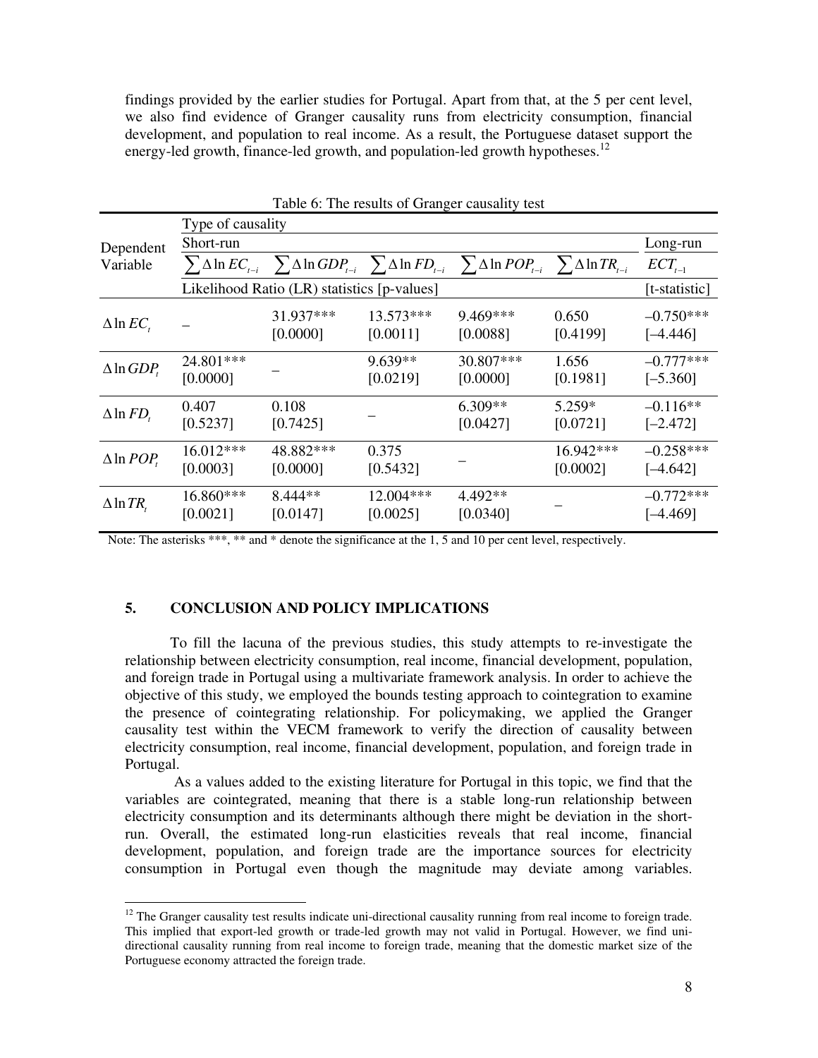findings provided by the earlier studies for Portugal. Apart from that, at the 5 per cent level, we also find evidence of Granger causality runs from electricity consumption, financial development, and population to real income. As a result, the Portuguese dataset support the energy-led growth, finance-led growth, and population-led growth hypotheses.[12]

Table 6: The results of Granger causality test

| Dependent Variable | Type of causality | | | | | |
|---|---|---|---|---|---|---|
| | Short-run | | | | | Long-run |
| | $\sum \Delta \ln EC_{t-i}$ | $\sum \Delta \ln GDP_{t-i}$ | $\sum \Delta \ln FD_{t-i}$ | $\sum \Delta \ln POP_{t-i}$ | $\sum \Delta \ln TR_{t-i}$ | $ECT_{t-1}$ |
| | Likelihood Ratio (LR) statistics [p-values] | | | | | [t-statistic] |
| $\Delta \ln EC_t$ | – | 31.937*** [0.0000] | 13.573*** [0.0011] | 9.469*** [0.0088] | 0.650 [0.4199] | –0.750*** [–4.446] |
| $\Delta \ln GDP_t$ | 24.801*** [0.0000] | – | 9.639** [0.0219] | 30.807*** [0.0000] | 1.656 [0.1981] | –0.777*** [–5.360] |
| $\Delta \ln FD_t$ | 0.407 [0.5237] | 0.108 [0.7425] | – | 6.309** [0.0427] | 5.259* [0.0721] | –0.116** [–2.472] |
| $\Delta \ln POP_t$ | 16.012*** [0.0003] | 48.882*** [0.0000] | 0.375 [0.5432] | – | 16.942*** [0.0002] | –0.258*** [–4.642] |
| $\Delta \ln TR_t$ | 16.860*** [0.0021] | 8.444** [0.0147] | 12.004*** [0.0025] | 4.492** [0.0340] | – | –0.772*** [–4.469] |

Note: The asterisks ***, ** and * denote the significance at the 1, 5 and 10 per cent level, respectively.

## 5. CONCLUSION AND POLICY IMPLICATIONS

To fill the lacuna of the previous studies, this study attempts to re-investigate the relationship between electricity consumption, real income, financial development, population, and foreign trade in Portugal using a multivariate framework analysis. In order to achieve the objective of this study, we employed the bounds testing approach to cointegration to examine the presence of cointegrating relationship. For policymaking, we applied the Granger causality test within the VECM framework to verify the direction of causality between electricity consumption, real income, financial development, population, and foreign trade in Portugal.

As a values added to the existing literature for Portugal in this topic, we find that the variables are cointegrated, meaning that there is a stable long-run relationship between electricity consumption and its determinants although there might be deviation in the short-run. Overall, the estimated long-run elasticities reveals that real income, financial development, population, and foreign trade are the importance sources for electricity consumption in Portugal even though the magnitude may deviate among variables.

[12] The Granger causality test results indicate uni-directional causality running from real income to foreign trade. This implied that export-led growth or trade-led growth may not valid in Portugal. However, we find uni-directional causality running from real income to foreign trade, meaning that the domestic market size of the Portuguese economy attracted the foreign trade.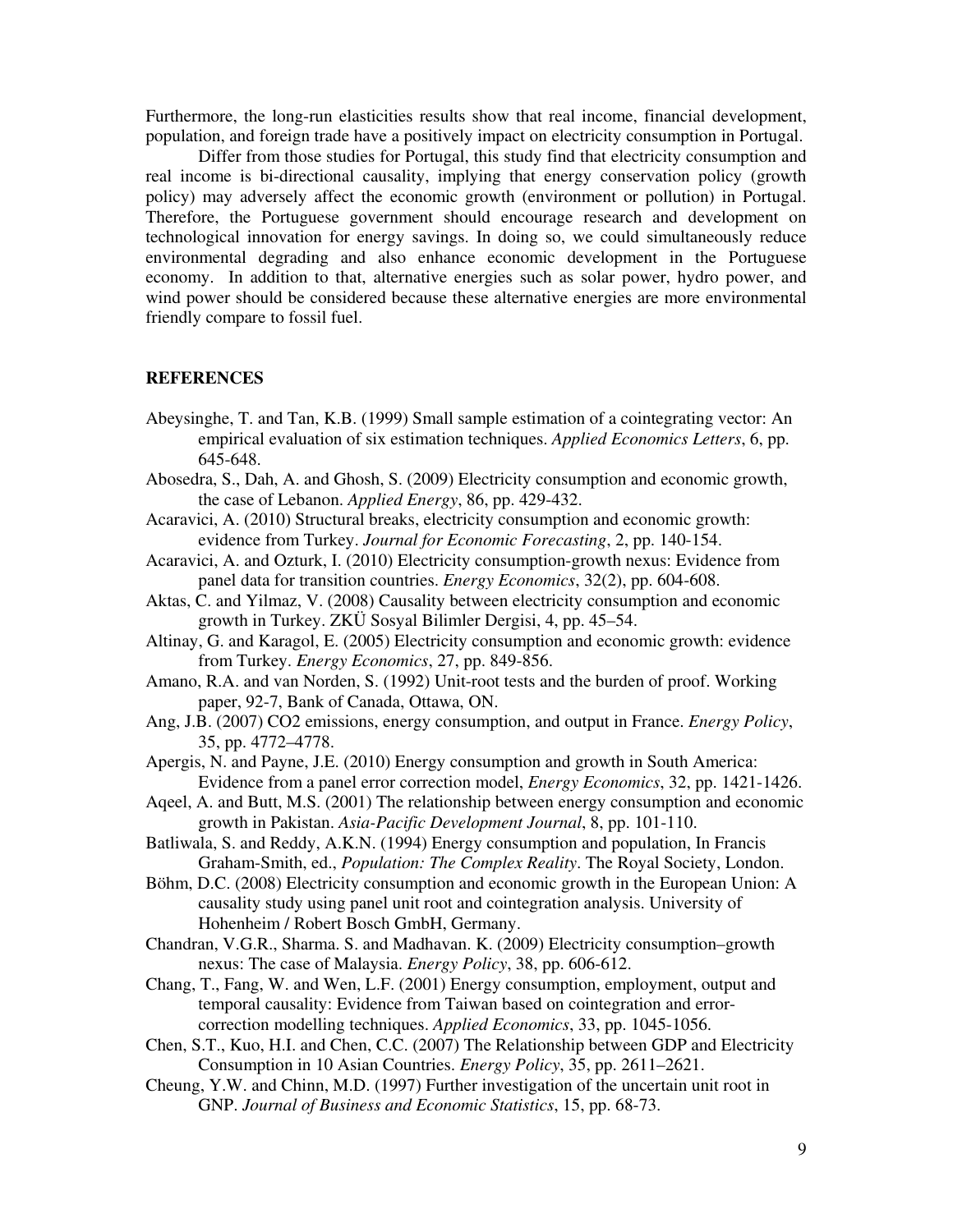Furthermore, the long-run elasticities results show that real income, financial development, population, and foreign trade have a positively impact on electricity consumption in Portugal.

Differ from those studies for Portugal, this study find that electricity consumption and real income is bi-directional causality, implying that energy conservation policy (growth policy) may adversely affect the economic growth (environment or pollution) in Portugal. Therefore, the Portuguese government should encourage research and development on technological innovation for energy savings. In doing so, we could simultaneously reduce environmental degrading and also enhance economic development in the Portuguese economy. In addition to that, alternative energies such as solar power, hydro power, and wind power should be considered because these alternative energies are more environmental friendly compare to fossil fuel.

## REFERENCES

Abeysinghe, T. and Tan, K.B. (1999) Small sample estimation of a cointegrating vector: An empirical evaluation of six estimation techniques. *Applied Economics Letters*, 6, pp. 645-648.

Abosedra, S., Dah, A. and Ghosh, S. (2009) Electricity consumption and economic growth, the case of Lebanon. *Applied Energy*, 86, pp. 429-432.

Acaravici, A. (2010) Structural breaks, electricity consumption and economic growth: evidence from Turkey. *Journal for Economic Forecasting*, 2, pp. 140-154.

Acaravici, A. and Ozturk, I. (2010) Electricity consumption-growth nexus: Evidence from panel data for transition countries. *Energy Economics*, 32(2), pp. 604-608.

Aktas, C. and Yilmaz, V. (2008) Causality between electricity consumption and economic growth in Turkey. ZKÜ Sosyal Bilimler Dergisi, 4, pp. 45–54.

Altinay, G. and Karagol, E. (2005) Electricity consumption and economic growth: evidence from Turkey. *Energy Economics*, 27, pp. 849-856.

Amano, R.A. and van Norden, S. (1992) Unit-root tests and the burden of proof. Working paper, 92-7, Bank of Canada, Ottawa, ON.

Ang, J.B. (2007) CO2 emissions, energy consumption, and output in France. *Energy Policy*, 35, pp. 4772–4778.

Apergis, N. and Payne, J.E. (2010) Energy consumption and growth in South America: Evidence from a panel error correction model, *Energy Economics*, 32, pp. 1421-1426.

Aqeel, A. and Butt, M.S. (2001) The relationship between energy consumption and economic growth in Pakistan. *Asia-Pacific Development Journal*, 8, pp. 101-110.

Batliwala, S. and Reddy, A.K.N. (1994) Energy consumption and population, In Francis Graham-Smith, ed., *Population: The Complex Reality*. The Royal Society, London.

Böhm, D.C. (2008) Electricity consumption and economic growth in the European Union: A causality study using panel unit root and cointegration analysis. University of Hohenheim / Robert Bosch GmbH, Germany.

Chandran, V.G.R., Sharma. S. and Madhavan. K. (2009) Electricity consumption–growth nexus: The case of Malaysia. *Energy Policy*, 38, pp. 606-612.

Chang, T., Fang, W. and Wen, L.F. (2001) Energy consumption, employment, output and temporal causality: Evidence from Taiwan based on cointegration and error-correction modelling techniques. *Applied Economics*, 33, pp. 1045-1056.

Chen, S.T., Kuo, H.I. and Chen, C.C. (2007) The Relationship between GDP and Electricity Consumption in 10 Asian Countries. *Energy Policy*, 35, pp. 2611–2621.

Cheung, Y.W. and Chinn, M.D. (1997) Further investigation of the uncertain unit root in GNP. *Journal of Business and Economic Statistics*, 15, pp. 68-73.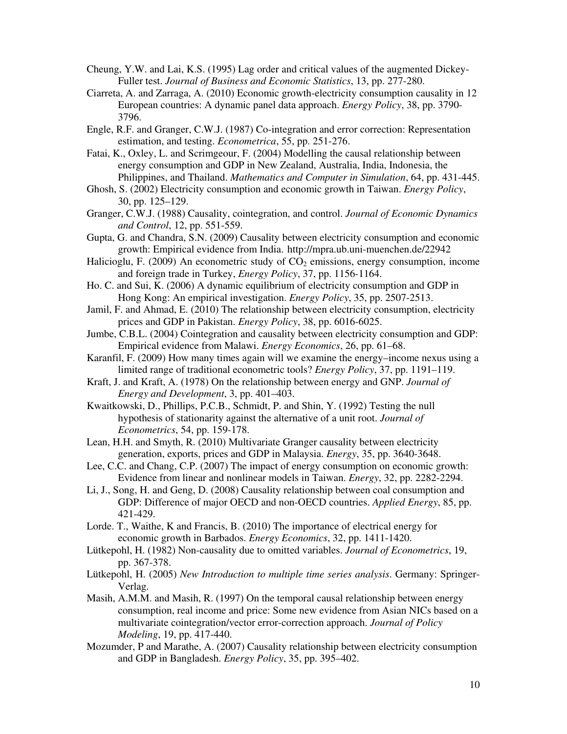Cheung, Y.W. and Lai, K.S. (1995) Lag order and critical values of the augmented Dickey-Fuller test. *Journal of Business and Economic Statistics*, 13, pp. 277-280.

Ciarreta, A. and Zarraga, A. (2010) Economic growth-electricity consumption causality in 12 European countries: A dynamic panel data approach. *Energy Policy*, 38, pp. 3790-3796.

Engle, R.F. and Granger, C.W.J. (1987) Co-integration and error correction: Representation estimation, and testing. *Econometrica*, 55, pp. 251-276.

Fatai, K., Oxley, L. and Scrimgeour, F. (2004) Modelling the causal relationship between energy consumption and GDP in New Zealand, Australia, India, Indonesia, the Philippines, and Thailand. *Mathematics and Computer in Simulation*, 64, pp. 431-445.

Ghosh, S. (2002) Electricity consumption and economic growth in Taiwan. *Energy Policy*, 30, pp. 125–129.

Granger, C.W.J. (1988) Causality, cointegration, and control. *Journal of Economic Dynamics and Control*, 12, pp. 551-559.

Gupta, G. and Chandra, S.N. (2009) Causality between electricity consumption and economic growth: Empirical evidence from India. http://mpra.ub.uni-muenchen.de/22942

Halicioglu, F. (2009) An econometric study of $CO_2$ emissions, energy consumption, income and foreign trade in Turkey, *Energy Policy*, 37, pp. 1156-1164.

Ho. C. and Sui, K. (2006) A dynamic equilibrium of electricity consumption and GDP in Hong Kong: An empirical investigation. *Energy Policy*, 35, pp. 2507-2513.

Jamil, F. and Ahmad, E. (2010) The relationship between electricity consumption, electricity prices and GDP in Pakistan. *Energy Policy*, 38, pp. 6016-6025.

Jumbe, C.B.L. (2004) Cointegration and causality between electricity consumption and GDP: Empirical evidence from Malawi. *Energy Economics*, 26, pp. 61–68.

Karanfil, F. (2009) How many times again will we examine the energy–income nexus using a limited range of traditional econometric tools? *Energy Policy*, 37, pp. 1191–119.

Kraft, J. and Kraft, A. (1978) On the relationship between energy and GNP. *Journal of Energy and Development*, 3, pp. 401–403.

Kwaitkowski, D., Phillips, P.C.B., Schmidt, P. and Shin, Y. (1992) Testing the null hypothesis of stationarity against the alternative of a unit root. *Journal of Econometrics*, 54, pp. 159-178.

Lean, H.H. and Smyth, R. (2010) Multivariate Granger causality between electricity generation, exports, prices and GDP in Malaysia. *Energy*, 35, pp. 3640-3648.

Lee, C.C. and Chang, C.P. (2007) The impact of energy consumption on economic growth: Evidence from linear and nonlinear models in Taiwan. *Energy*, 32, pp. 2282-2294.

Li, J., Song, H. and Geng, D. (2008) Causality relationship between coal consumption and GDP: Difference of major OECD and non-OECD countries. *Applied Energy*, 85, pp. 421-429.

Lorde. T., Waithe, K and Francis, B. (2010) The importance of electrical energy for economic growth in Barbados. *Energy Economics*, 32, pp. 1411-1420.

Lütkepohl, H. (1982) Non-causality due to omitted variables. *Journal of Econometrics*, 19, pp. 367-378.

Lütkepohl, H. (2005) *New Introduction to multiple time series analysis*. Germany: Springer-Verlag.

Masih, A.M.M. and Masih, R. (1997) On the temporal causal relationship between energy consumption, real income and price: Some new evidence from Asian NICs based on a multivariate cointegration/vector error-correction approach. *Journal of Policy Modeling*, 19, pp. 417-440.

Mozumder, P and Marathe, A. (2007) Causality relationship between electricity consumption and GDP in Bangladesh. *Energy Policy*, 35, pp. 395–402.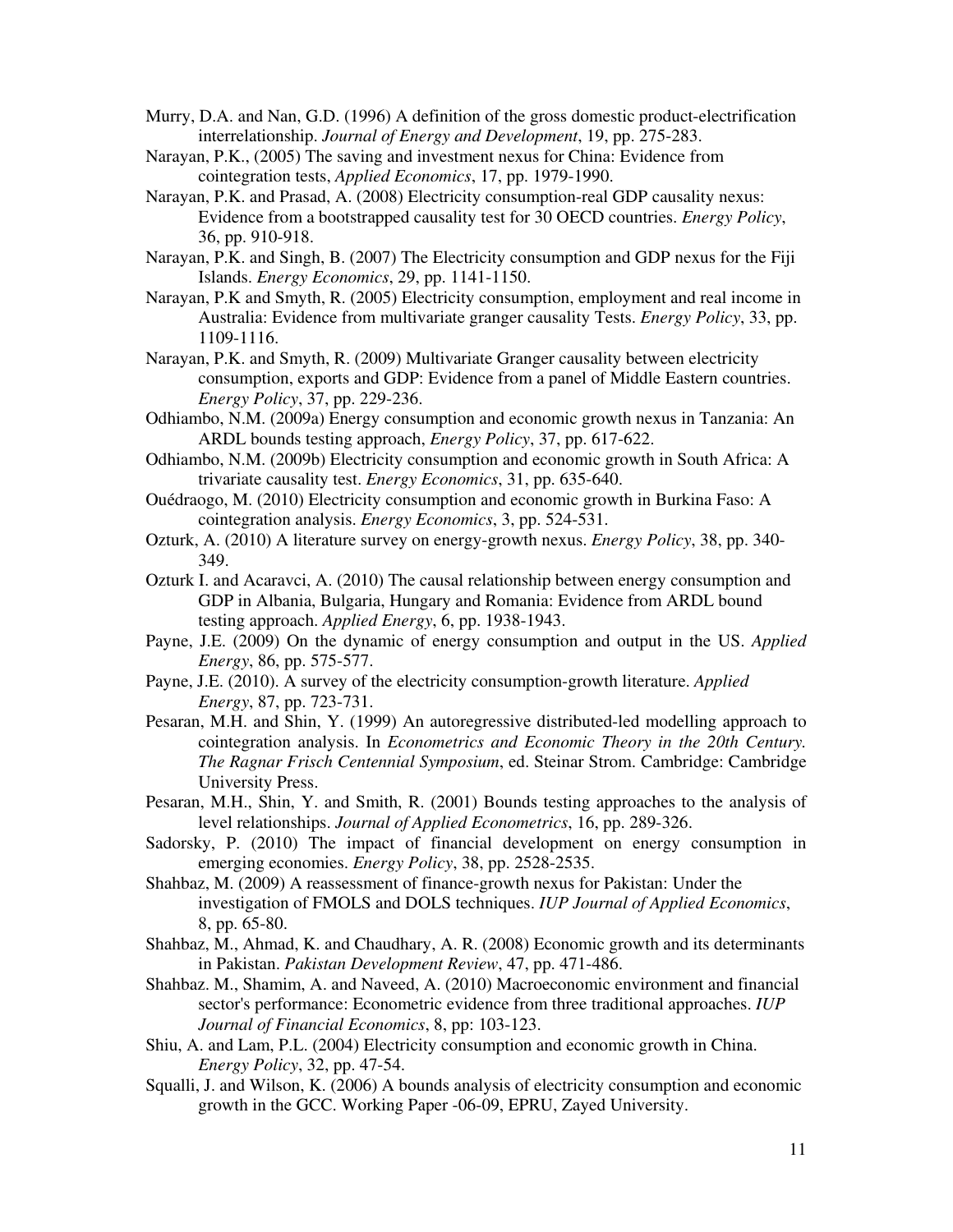Murry, D.A. and Nan, G.D. (1996) A definition of the gross domestic product-electrification interrelationship. *Journal of Energy and Development*, 19, pp. 275-283.

Narayan, P.K., (2005) The saving and investment nexus for China: Evidence from cointegration tests, *Applied Economics*, 17, pp. 1979-1990.

Narayan, P.K. and Prasad, A. (2008) Electricity consumption-real GDP causality nexus: Evidence from a bootstrapped causality test for 30 OECD countries. *Energy Policy*, 36, pp. 910-918.

Narayan, P.K. and Singh, B. (2007) The Electricity consumption and GDP nexus for the Fiji Islands. *Energy Economics*, 29, pp. 1141-1150.

Narayan, P.K and Smyth, R. (2005) Electricity consumption, employment and real income in Australia: Evidence from multivariate granger causality Tests. *Energy Policy*, 33, pp. 1109-1116.

Narayan, P.K. and Smyth, R. (2009) Multivariate Granger causality between electricity consumption, exports and GDP: Evidence from a panel of Middle Eastern countries. *Energy Policy*, 37, pp. 229-236.

Odhiambo, N.M. (2009a) Energy consumption and economic growth nexus in Tanzania: An ARDL bounds testing approach, *Energy Policy*, 37, pp. 617-622.

Odhiambo, N.M. (2009b) Electricity consumption and economic growth in South Africa: A trivariate causality test. *Energy Economics*, 31, pp. 635-640.

Ouédraogo, M. (2010) Electricity consumption and economic growth in Burkina Faso: A cointegration analysis. *Energy Economics*, 3, pp. 524-531.

Ozturk, A. (2010) A literature survey on energy-growth nexus. *Energy Policy*, 38, pp. 340-349.

Ozturk I. and Acaravci, A. (2010) The causal relationship between energy consumption and GDP in Albania, Bulgaria, Hungary and Romania: Evidence from ARDL bound testing approach. *Applied Energy*, 6, pp. 1938-1943.

Payne, J.E. (2009) On the dynamic of energy consumption and output in the US. *Applied Energy*, 86, pp. 575-577.

Payne, J.E. (2010). A survey of the electricity consumption-growth literature. *Applied Energy*, 87, pp. 723-731.

Pesaran, M.H. and Shin, Y. (1999) An autoregressive distributed-led modelling approach to cointegration analysis. In *Econometrics and Economic Theory in the 20th Century. The Ragnar Frisch Centennial Symposium*, ed. Steinar Strom. Cambridge: Cambridge University Press.

Pesaran, M.H., Shin, Y. and Smith, R. (2001) Bounds testing approaches to the analysis of level relationships. *Journal of Applied Econometrics*, 16, pp. 289-326.

Sadorsky, P. (2010) The impact of financial development on energy consumption in emerging economies. *Energy Policy*, 38, pp. 2528-2535.

Shahbaz, M. (2009) A reassessment of finance-growth nexus for Pakistan: Under the investigation of FMOLS and DOLS techniques. *IUP Journal of Applied Economics*, 8, pp. 65-80.

Shahbaz, M., Ahmad, K. and Chaudhary, A. R. (2008) Economic growth and its determinants in Pakistan. *Pakistan Development Review*, 47, pp. 471-486.

Shahbaz. M., Shamim, A. and Naveed, A. (2010) Macroeconomic environment and financial sector's performance: Econometric evidence from three traditional approaches. *IUP Journal of Financial Economics*, 8, pp: 103-123.

Shiu, A. and Lam, P.L. (2004) Electricity consumption and economic growth in China. *Energy Policy*, 32, pp. 47-54.

Squalli, J. and Wilson, K. (2006) A bounds analysis of electricity consumption and economic growth in the GCC. Working Paper -06-09, EPRU, Zayed University.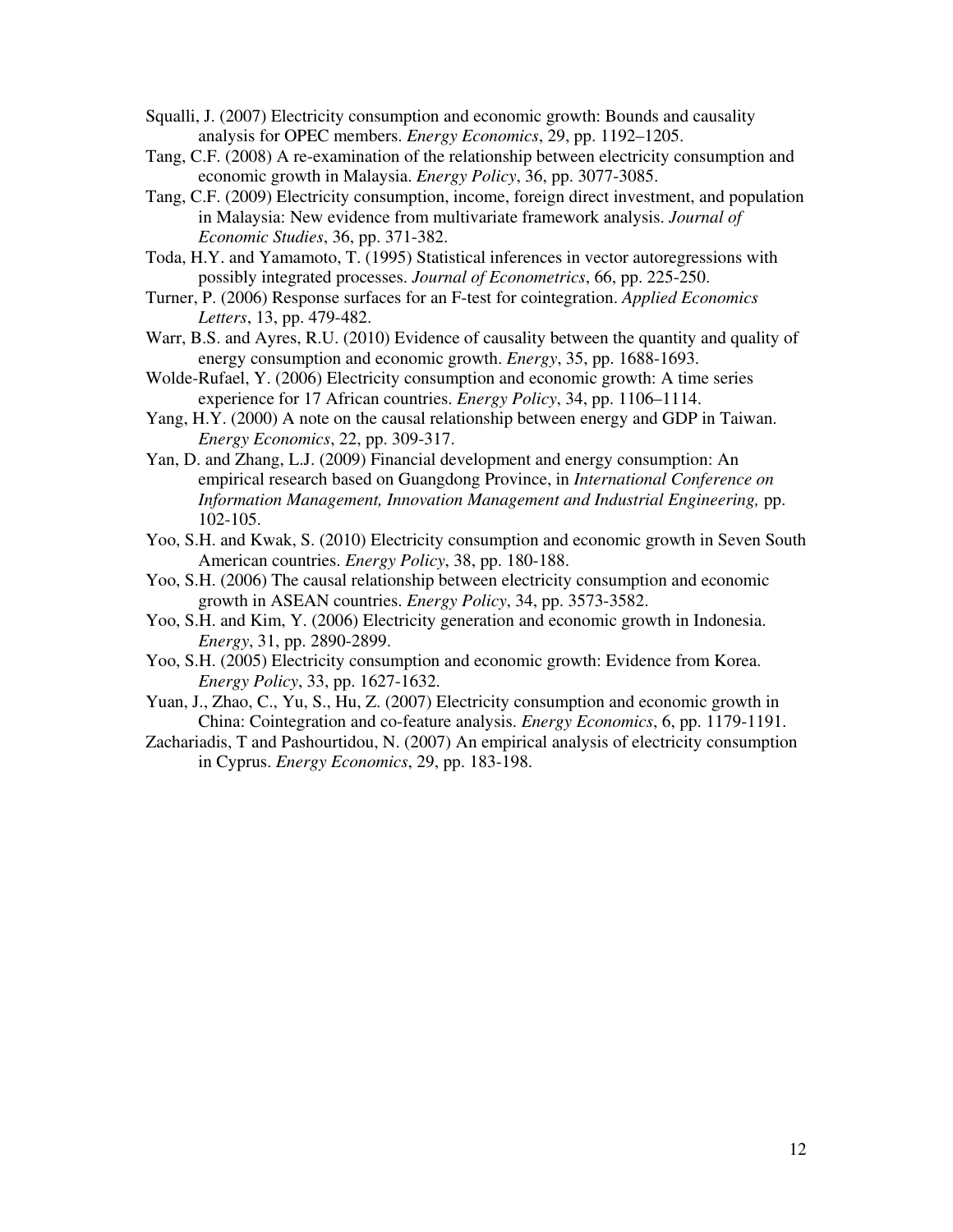Squalli, J. (2007) Electricity consumption and economic growth: Bounds and causality analysis for OPEC members. *Energy Economics*, 29, pp. 1192–1205.

Tang, C.F. (2008) A re-examination of the relationship between electricity consumption and economic growth in Malaysia. *Energy Policy*, 36, pp. 3077-3085.

Tang, C.F. (2009) Electricity consumption, income, foreign direct investment, and population in Malaysia: New evidence from multivariate framework analysis. *Journal of Economic Studies*, 36, pp. 371-382.

Toda, H.Y. and Yamamoto, T. (1995) Statistical inferences in vector autoregressions with possibly integrated processes. *Journal of Econometrics*, 66, pp. 225-250.

Turner, P. (2006) Response surfaces for an F-test for cointegration. *Applied Economics Letters*, 13, pp. 479-482.

Warr, B.S. and Ayres, R.U. (2010) Evidence of causality between the quantity and quality of energy consumption and economic growth. *Energy*, 35, pp. 1688-1693.

Wolde-Rufael, Y. (2006) Electricity consumption and economic growth: A time series experience for 17 African countries. *Energy Policy*, 34, pp. 1106–1114.

Yang, H.Y. (2000) A note on the causal relationship between energy and GDP in Taiwan. *Energy Economics*, 22, pp. 309-317.

Yan, D. and Zhang, L.J. (2009) Financial development and energy consumption: An empirical research based on Guangdong Province, in *International Conference on Information Management, Innovation Management and Industrial Engineering,* pp. 102-105.

Yoo, S.H. and Kwak, S. (2010) Electricity consumption and economic growth in Seven South American countries. *Energy Policy*, 38, pp. 180-188.

Yoo, S.H. (2006) The causal relationship between electricity consumption and economic growth in ASEAN countries. *Energy Policy*, 34, pp. 3573-3582.

Yoo, S.H. and Kim, Y. (2006) Electricity generation and economic growth in Indonesia. *Energy*, 31, pp. 2890-2899.

Yoo, S.H. (2005) Electricity consumption and economic growth: Evidence from Korea. *Energy Policy*, 33, pp. 1627-1632.

Yuan, J., Zhao, C., Yu, S., Hu, Z. (2007) Electricity consumption and economic growth in China: Cointegration and co-feature analysis. *Energy Economics*, 6, pp. 1179-1191.

Zachariadis, T and Pashourtidou, N. (2007) An empirical analysis of electricity consumption in Cyprus. *Energy Economics*, 29, pp. 183-198.